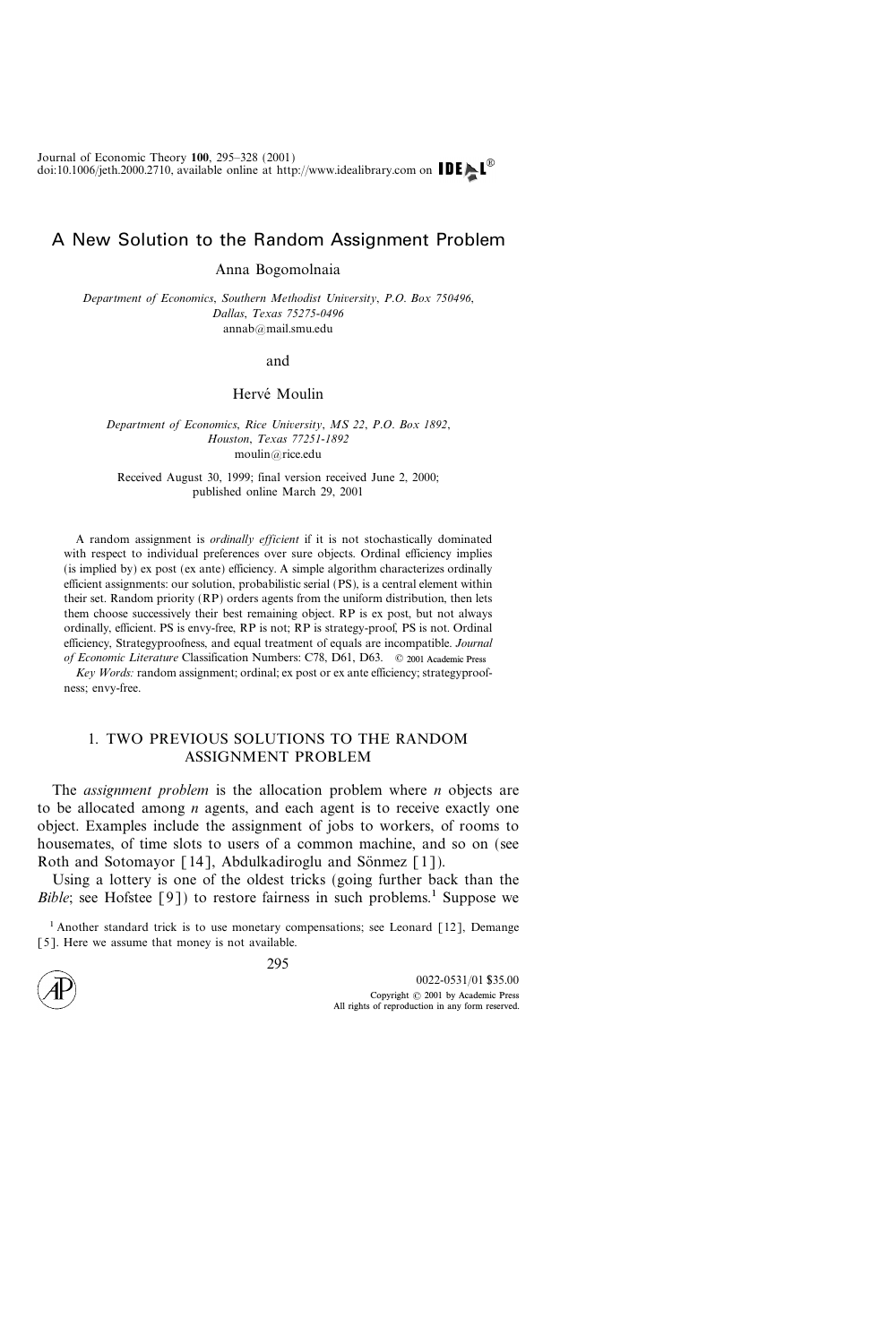# A New Solution to the Random Assignment Problem

Anna Bogomolnaia

*Department of Economics, Southern Methodist University, P.O. Box 750496, Dallas, Texas 75275-0496*
annab@mail.smu.edu

and

Hervé Moulin

*Department of Economics, Rice University, MS 22, P.O. Box 1892, Houston, Texas 77251-1892*
moulin@rice.edu

Received August 30, 1999; final version received June 2, 2000; published online March 29, 2001

A random assignment is *ordinally efficient* if it is not stochastically dominated with respect to individual preferences over sure objects. Ordinal efficiency implies (is implied by) ex post (ex ante) efficiency. A simple algorithm characterizes ordinally efficient assignments: our solution, probabilistic serial (PS), is a central element within their set. Random priority (RP) orders agents from the uniform distribution, then lets them choose successively their best remaining object. RP is ex post, but not always ordinally, efficient. PS is envy-free, RP is not; RP is strategy-proof, PS is not. Ordinal efficiency, Strategyproofness, and equal treatment of equals are incompatible. *Journal of Economic Literature* Classification Numbers: C78, D61, D63. © 2001 Academic Press

*Key Words:* random assignment; ordinal; ex post or ex ante efficiency; strategyproofness; envy-free.

## 1. TWO PREVIOUS SOLUTIONS TO THE RANDOM ASSIGNMENT PROBLEM

The *assignment problem* is the allocation problem where $n$ objects are to be allocated among $n$ agents, and each agent is to receive exactly one object. Examples include the assignment of jobs to workers, of rooms to housemates, of time slots to users of a common machine, and so on (see Roth and Sotomayor [14], Abdulkadiroglu and Sönmez [1]).

Using a lottery is one of the oldest tricks (going further back than the *Bible*; see Hofstee [9]) to restore fairness in such problems.[1] Suppose we

[1] Another standard trick is to use monetary compensations; see Leonard [12], Demange [5]. Here we assume that money is not available.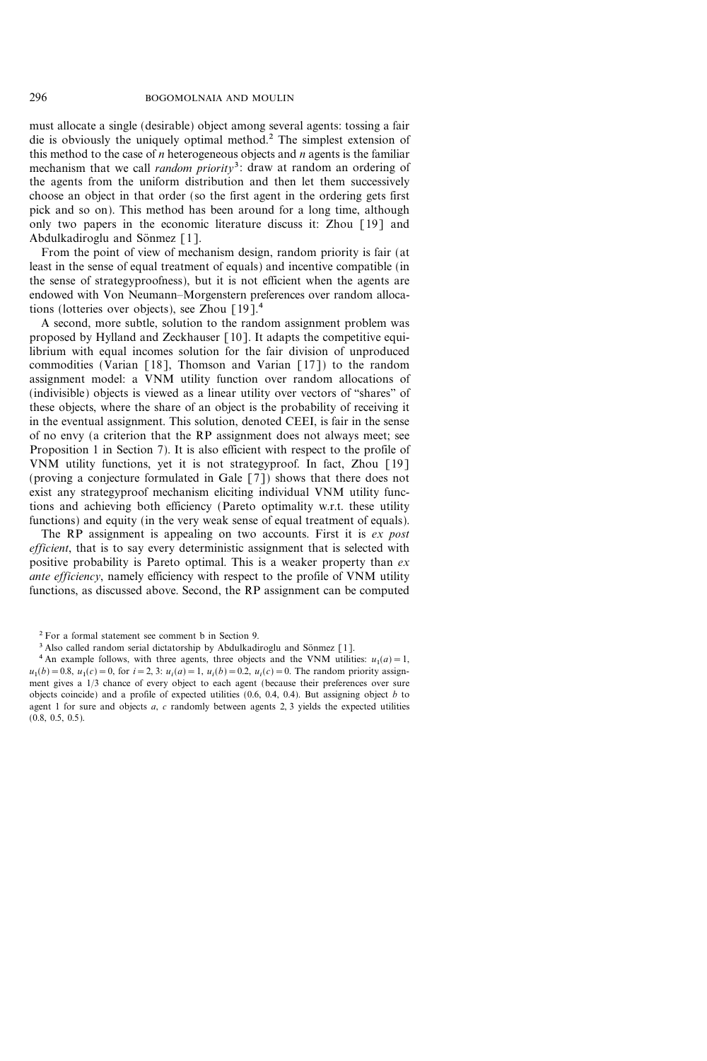must allocate a single (desirable) object among several agents: tossing a fair die is obviously the uniquely optimal method.[2] The simplest extension of this method to the case of $n$ heterogeneous objects and $n$ agents is the familiar mechanism that we call *random priority*[3]: draw at random an ordering of the agents from the uniform distribution and then let them successively choose an object in that order (so the first agent in the ordering gets first pick and so on). This method has been around for a long time, although only two papers in the economic literature discuss it: Zhou [19] and Abdulkadiroglu and Sönmez [1].

From the point of view of mechanism design, random priority is fair (at least in the sense of equal treatment of equals) and incentive compatible (in the sense of strategyproofness), but it is not efficient when the agents are endowed with Von Neumann–Morgenstern preferences over random allocations (lotteries over objects), see Zhou [19].[4]

A second, more subtle, solution to the random assignment problem was proposed by Hylland and Zeckhauser [10]. It adapts the competitive equilibrium with equal incomes solution for the fair division of unproduced commodities (Varian [18], Thomson and Varian [17]) to the random assignment model: a VNM utility function over random allocations of (indivisible) objects is viewed as a linear utility over vectors of "shares" of these objects, where the share of an object is the probability of receiving it in the eventual assignment. This solution, denoted CEEI, is fair in the sense of no envy (a criterion that the RP assignment does not always meet; see Proposition 1 in Section 7). It is also efficient with respect to the profile of VNM utility functions, yet it is not strategyproof. In fact, Zhou [19] (proving a conjecture formulated in Gale [7]) shows that there does not exist any strategyproof mechanism eliciting individual VNM utility functions and achieving both efficiency (Pareto optimality w.r.t. these utility functions) and equity (in the very weak sense of equal treatment of equals).

The RP assignment is appealing on two accounts. First it is *ex post efficient*, that is to say every deterministic assignment that is selected with positive probability is Pareto optimal. This is a weaker property than *ex ante efficiency*, namely efficiency with respect to the profile of VNM utility functions, as discussed above. Second, the RP assignment can be computed

---

[2] For a formal statement see comment b in Section 9.

[3] Also called random serial dictatorship by Abdulkadiroglu and Sönmez [1].

[4] An example follows, with three agents, three objects and the VNM utilities: $u_1(a) = 1$, $u_1(b) = 0.8$, $u_1(c) = 0$, for $i = 2, 3$: $u_i(a) = 1$, $u_i(b) = 0.2$, $u_i(c) = 0$. The random priority assignment gives a 1/3 chance of every object to each agent (because their preferences over sure objects coincide) and a profile of expected utilities (0.6, 0.4, 0.4). But assigning object $b$ to agent 1 for sure and objects $a$, $c$ randomly between agents 2, 3 yields the expected utilities (0.8, 0.5, 0.5).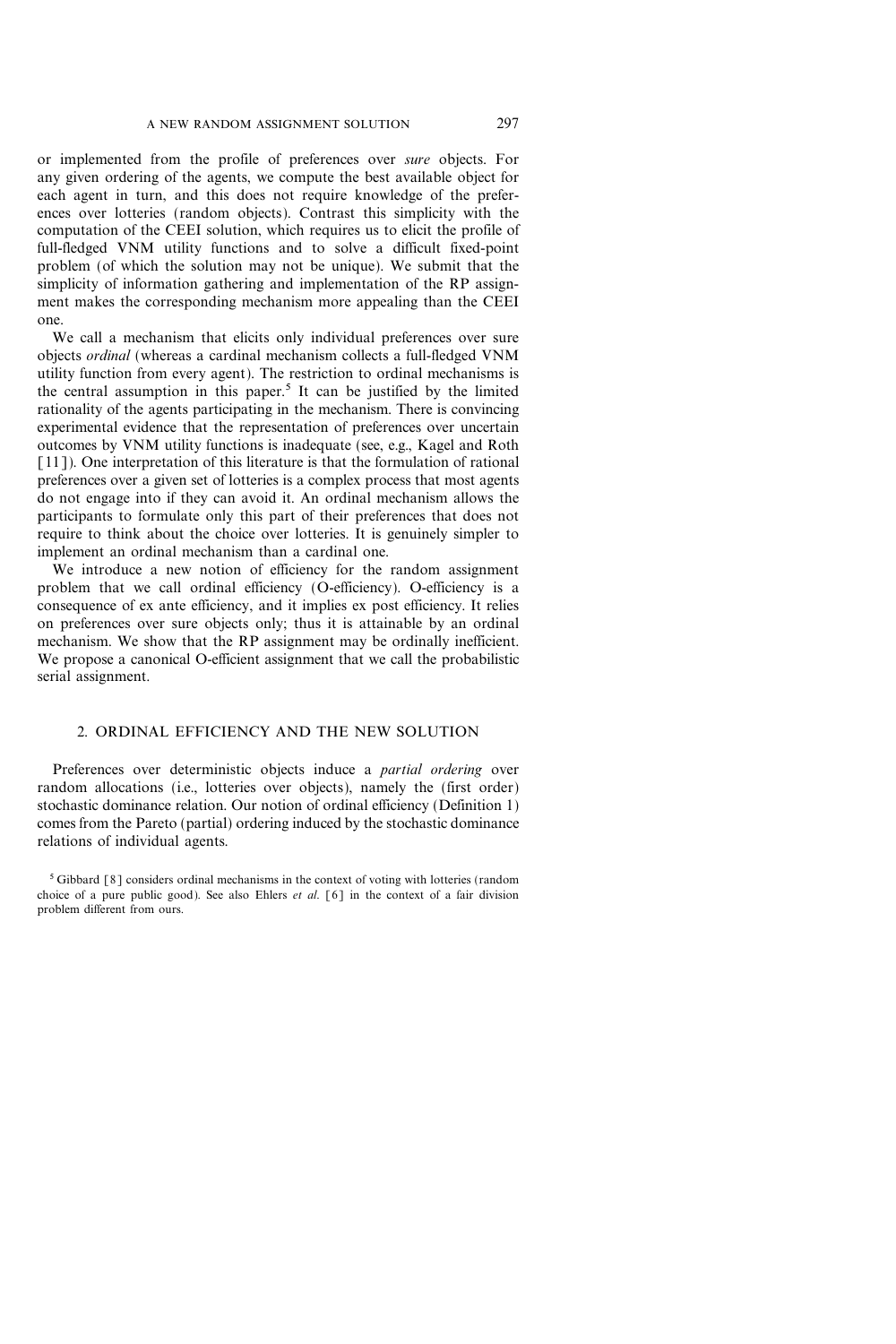or implemented from the profile of preferences over *sure* objects. For any given ordering of the agents, we compute the best available object for each agent in turn, and this does not require knowledge of the preferences over lotteries (random objects). Contrast this simplicity with the computation of the CEEI solution, which requires us to elicit the profile of full-fledged VNM utility functions and to solve a difficult fixed-point problem (of which the solution may not be unique). We submit that the simplicity of information gathering and implementation of the RP assignment makes the corresponding mechanism more appealing than the CEEI one.

We call a mechanism that elicits only individual preferences over sure objects *ordinal* (whereas a cardinal mechanism collects a full-fledged VNM utility function from every agent). The restriction to ordinal mechanisms is the central assumption in this paper.[5] It can be justified by the limited rationality of the agents participating in the mechanism. There is convincing experimental evidence that the representation of preferences over uncertain outcomes by VNM utility functions is inadequate (see, e.g., Kagel and Roth [11]). One interpretation of this literature is that the formulation of rational preferences over a given set of lotteries is a complex process that most agents do not engage into if they can avoid it. An ordinal mechanism allows the participants to formulate only this part of their preferences that does not require to think about the choice over lotteries. It is genuinely simpler to implement an ordinal mechanism than a cardinal one.

We introduce a new notion of efficiency for the random assignment problem that we call ordinal efficiency (O-efficiency). O-efficiency is a consequence of ex ante efficiency, and it implies ex post efficiency. It relies on preferences over sure objects only; thus it is attainable by an ordinal mechanism. We show that the RP assignment may be ordinally inefficient. We propose a canonical O-efficient assignment that we call the probabilistic serial assignment.

## 2. ORDINAL EFFICIENCY AND THE NEW SOLUTION

Preferences over deterministic objects induce a *partial ordering* over random allocations (i.e., lotteries over objects), namely the (first order) stochastic dominance relation. Our notion of ordinal efficiency (Definition 1) comes from the Pareto (partial) ordering induced by the stochastic dominance relations of individual agents.

[5] Gibbard [8] considers ordinal mechanisms in the context of voting with lotteries (random choice of a pure public good). See also Ehlers *et al.* [6] in the context of a fair division problem different from ours.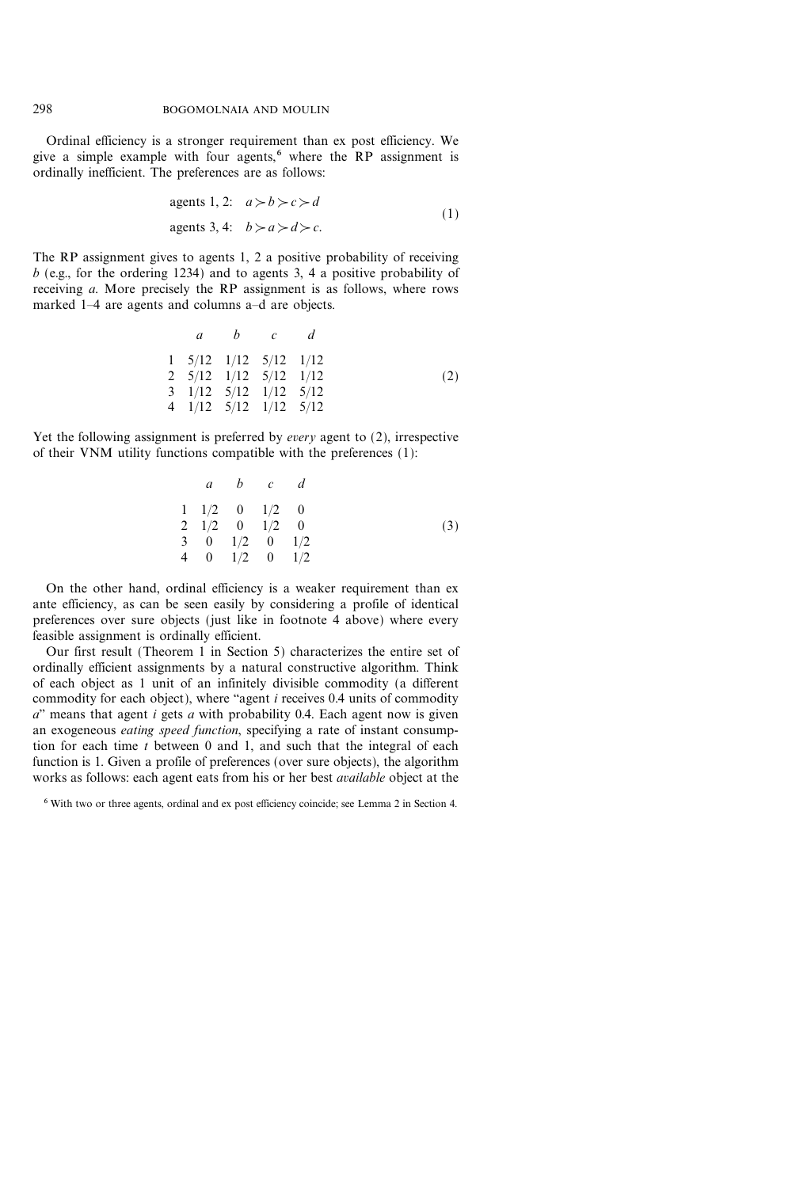Ordinal efficiency is a stronger requirement than ex post efficiency. We give a simple example with four agents,[6] where the RP assignment is ordinally inefficient. The preferences are as follows:

$$
\begin{aligned}
&\text{agents 1, 2:} \quad a \succ b \succ c \succ d \\
&\text{agents 3, 4:} \quad b \succ a \succ d \succ c.
\end{aligned}
\tag{1}
$$

The RP assignment gives to agents 1, 2 a positive probability of receiving $b$ (e.g., for the ordering 1234) and to agents 3, 4 a positive probability of receiving $a$. More precisely the RP assignment is as follows, where rows marked 1–4 are agents and columns a–d are objects.

|  | $a$ | $b$ | $c$ | $d$ |
|---|---|---|---|---|
| 1 | 5/12 | 1/12 | 5/12 | 1/12 |
| 2 | 5/12 | 1/12 | 5/12 | 1/12 |
| 3 | 1/12 | 5/12 | 1/12 | 5/12 |
| 4 | 1/12 | 5/12 | 1/12 | 5/12 |

(2)

Yet the following assignment is preferred by *every* agent to (2), irrespective of their VNM utility functions compatible with the preferences (1):

|  | $a$ | $b$ | $c$ | $d$ |
|---|---|---|---|---|
| 1 | 1/2 | 0 | 1/2 | 0 |
| 2 | 1/2 | 0 | 1/2 | 0 |
| 3 | 0 | 1/2 | 0 | 1/2 |
| 4 | 0 | 1/2 | 0 | 1/2 |

(3)

On the other hand, ordinal efficiency is a weaker requirement than ex ante efficiency, as can be seen easily by considering a profile of identical preferences over sure objects (just like in footnote 4 above) where every feasible assignment is ordinally efficient.

Our first result (Theorem 1 in Section 5) characterizes the entire set of ordinally efficient assignments by a natural constructive algorithm. Think of each object as 1 unit of an infinitely divisible commodity (a different commodity for each object), where "agent $i$ receives 0.4 units of commodity $a$" means that agent $i$ gets $a$ with probability 0.4. Each agent now is given an exogeneous *eating speed function*, specifying a rate of instant consumption for each time $t$ between 0 and 1, and such that the integral of each function is 1. Given a profile of preferences (over sure objects), the algorithm works as follows: each agent eats from his or her best *available* object at the

[6] With two or three agents, ordinal and ex post efficiency coincide; see Lemma 2 in Section 4.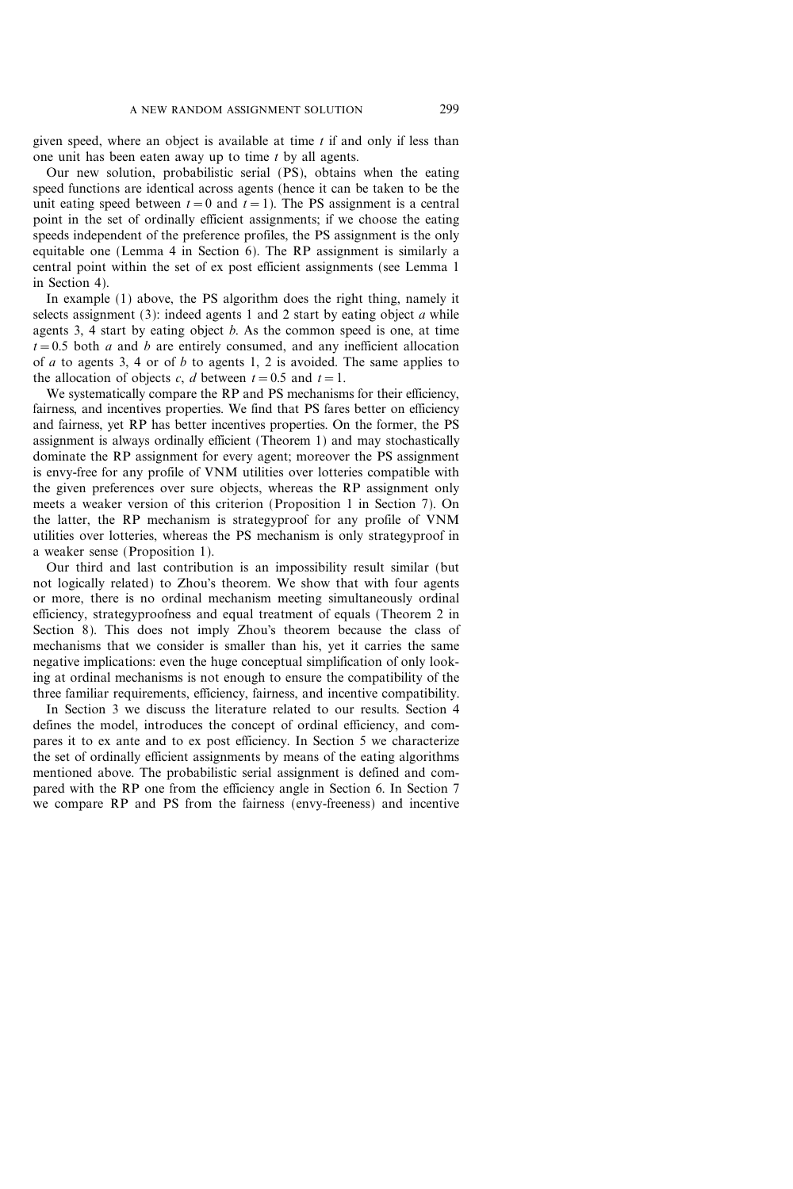given speed, where an object is available at time $t$ if and only if less than one unit has been eaten away up to time $t$ by all agents.

Our new solution, probabilistic serial (PS), obtains when the eating speed functions are identical across agents (hence it can be taken to be the unit eating speed between $t=0$ and $t=1$). The PS assignment is a central point in the set of ordinally efficient assignments; if we choose the eating speeds independent of the preference profiles, the PS assignment is the only equitable one (Lemma 4 in Section 6). The RP assignment is similarly a central point within the set of ex post efficient assignments (see Lemma 1 in Section 4).

In example (1) above, the PS algorithm does the right thing, namely it selects assignment (3): indeed agents 1 and 2 start by eating object $a$ while agents 3, 4 start by eating object $b$. As the common speed is one, at time $t=0.5$ both $a$ and $b$ are entirely consumed, and any inefficient allocation of $a$ to agents 3, 4 or of $b$ to agents 1, 2 is avoided. The same applies to the allocation of objects $c$, $d$ between $t=0.5$ and $t=1$.

We systematically compare the RP and PS mechanisms for their efficiency, fairness, and incentives properties. We find that PS fares better on efficiency and fairness, yet RP has better incentives properties. On the former, the PS assignment is always ordinally efficient (Theorem 1) and may stochastically dominate the RP assignment for every agent; moreover the PS assignment is envy-free for any profile of VNM utilities over lotteries compatible with the given preferences over sure objects, whereas the RP assignment only meets a weaker version of this criterion (Proposition 1 in Section 7). On the latter, the RP mechanism is strategyproof for any profile of VNM utilities over lotteries, whereas the PS mechanism is only strategyproof in a weaker sense (Proposition 1).

Our third and last contribution is an impossibility result similar (but not logically related) to Zhou's theorem. We show that with four agents or more, there is no ordinal mechanism meeting simultaneously ordinal efficiency, strategyproofness and equal treatment of equals (Theorem 2 in Section 8). This does not imply Zhou's theorem because the class of mechanisms that we consider is smaller than his, yet it carries the same negative implications: even the huge conceptual simplification of only looking at ordinal mechanisms is not enough to ensure the compatibility of the three familiar requirements, efficiency, fairness, and incentive compatibility.

In Section 3 we discuss the literature related to our results. Section 4 defines the model, introduces the concept of ordinal efficiency, and compares it to ex ante and to ex post efficiency. In Section 5 we characterize the set of ordinally efficient assignments by means of the eating algorithms mentioned above. The probabilistic serial assignment is defined and compared with the RP one from the efficiency angle in Section 6. In Section 7 we compare RP and PS from the fairness (envy-freeness) and incentive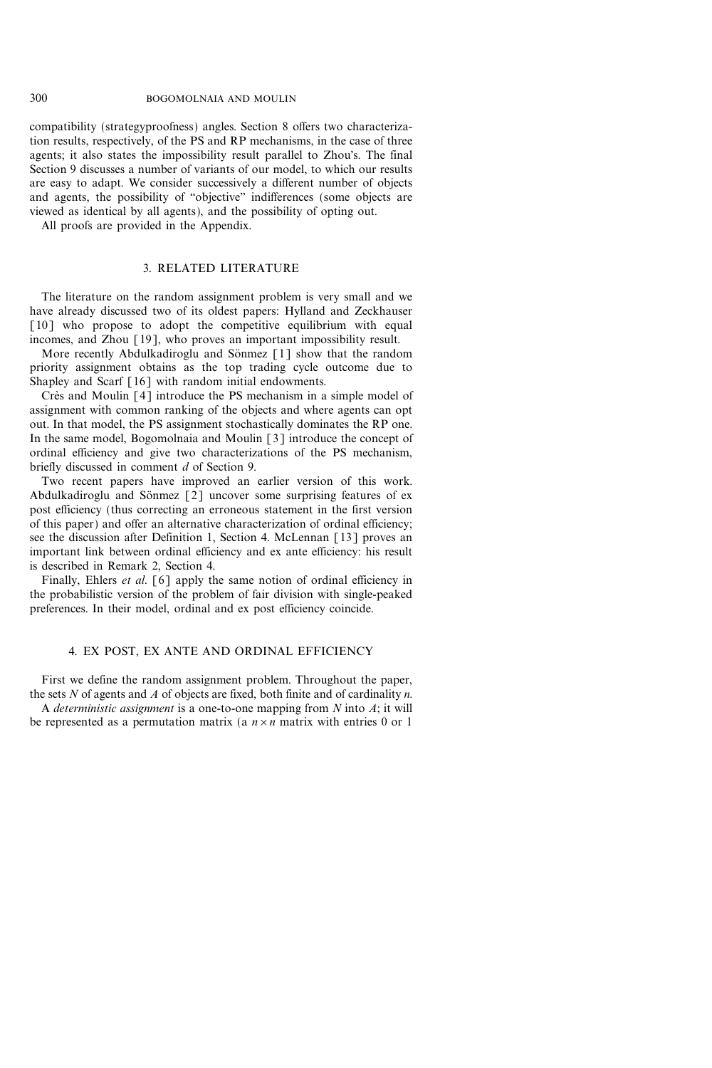compatibility (strategyproofness) angles. Section 8 offers two characterization results, respectively, of the PS and RP mechanisms, in the case of three agents; it also states the impossibility result parallel to Zhou's. The final Section 9 discusses a number of variants of our model, to which our results are easy to adapt. We consider successively a different number of objects and agents, the possibility of "objective" indifferences (some objects are viewed as identical by all agents), and the possibility of opting out.

All proofs are provided in the Appendix.

## 3. RELATED LITERATURE

The literature on the random assignment problem is very small and we have already discussed two of its oldest papers: Hylland and Zeckhauser [10] who propose to adopt the competitive equilibrium with equal incomes, and Zhou [19], who proves an important impossibility result.

More recently Abdulkadiroglu and Sönmez [1] show that the random priority assignment obtains as the top trading cycle outcome due to Shapley and Scarf [16] with random initial endowments.

Crès and Moulin [4] introduce the PS mechanism in a simple model of assignment with common ranking of the objects and where agents can opt out. In that model, the PS assignment stochastically dominates the RP one. In the same model, Bogomolnaia and Moulin [3] introduce the concept of ordinal efficiency and give two characterizations of the PS mechanism, briefly discussed in comment *d* of Section 9.

Two recent papers have improved an earlier version of this work. Abdulkadiroglu and Sönmez [2] uncover some surprising features of ex post efficiency (thus correcting an erroneous statement in the first version of this paper) and offer an alternative characterization of ordinal efficiency; see the discussion after Definition 1, Section 4. McLennan [13] proves an important link between ordinal efficiency and ex ante efficiency: his result is described in Remark 2, Section 4.

Finally, Ehlers *et al.* [6] apply the same notion of ordinal efficiency in the probabilistic version of the problem of fair division with single-peaked preferences. In their model, ordinal and ex post efficiency coincide.

## 4. EX POST, EX ANTE AND ORDINAL EFFICIENCY

First we define the random assignment problem. Throughout the paper, the sets $N$ of agents and $A$ of objects are fixed, both finite and of cardinality $n$.

A *deterministic assignment* is a one-to-one mapping from $N$ into $A$; it will be represented as a permutation matrix (a $n \times n$ matrix with entries 0 or 1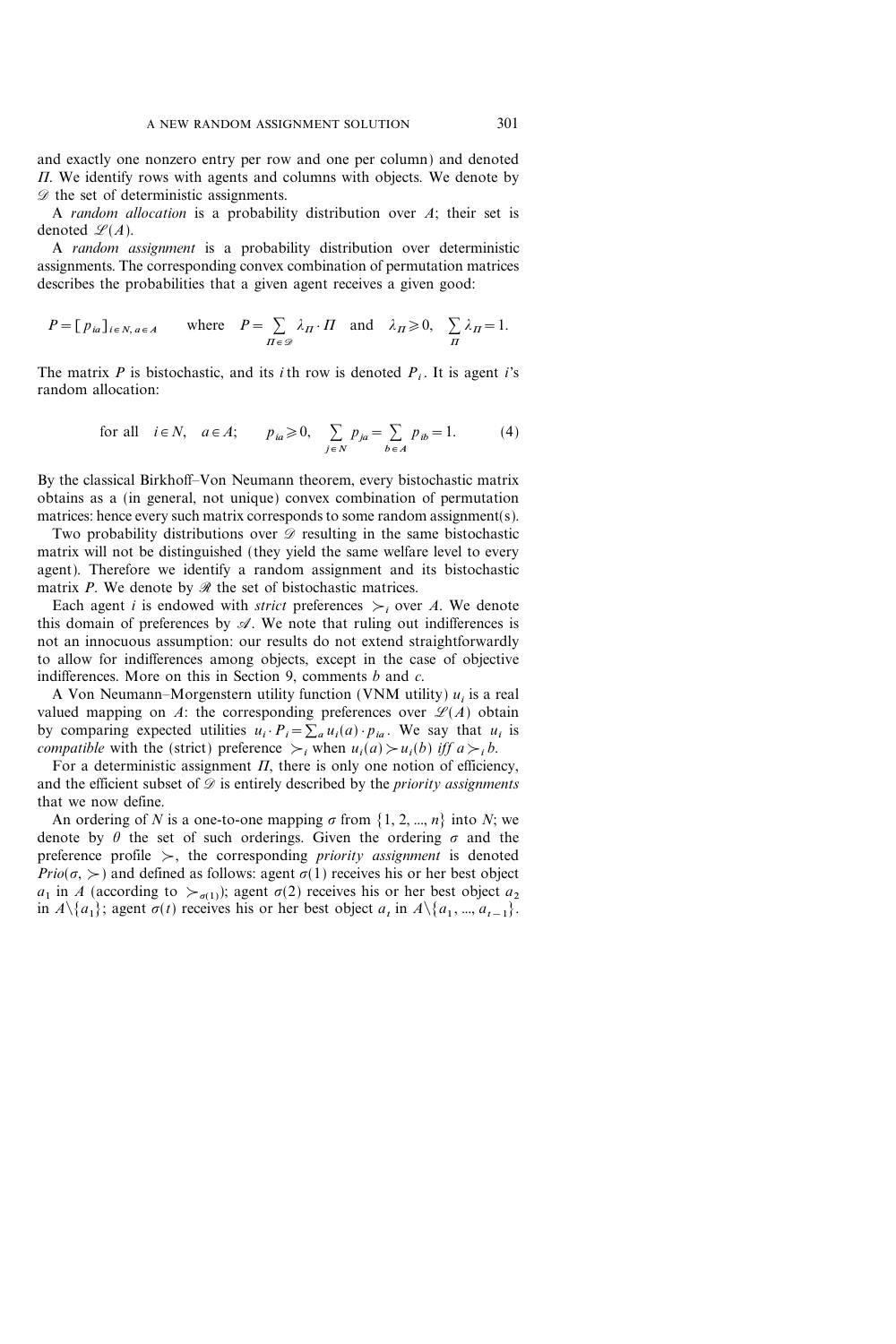and exactly one nonzero entry per row and one per column) and denoted $\Pi$. We identify rows with agents and columns with objects. We denote by $\mathscr{D}$ the set of deterministic assignments.

A *random allocation* is a probability distribution over $A$; their set is denoted $\mathscr{L}(A)$.

A *random assignment* is a probability distribution over deterministic assignments. The corresponding convex combination of permutation matrices describes the probabilities that a given agent receives a given good:

$$P = [p_{ia}]_{i \in N, a \in A} \qquad \text{where} \quad P = \sum_{\Pi \in \mathscr{D}} \lambda_\Pi \cdot \Pi \quad \text{and} \quad \lambda_\Pi \geqslant 0, \quad \sum_{\Pi} \lambda_\Pi = 1.$$

The matrix $P$ is bistochastic, and its $i$th row is denoted $P_i$. It is agent $i$'s random allocation:

$$\text{for all} \quad i \in N, \quad a \in A; \qquad p_{ia} \geqslant 0, \quad \sum_{j \in N} p_{ja} = \sum_{b \in A} p_{ib} = 1. \tag{4}$$

By the classical Birkhoff–Von Neumann theorem, every bistochastic matrix obtains as a (in general, not unique) convex combination of permutation matrices: hence every such matrix corresponds to some random assignment(s).

Two probability distributions over $\mathscr{D}$ resulting in the same bistochastic matrix will not be distinguished (they yield the same welfare level to every agent). Therefore we identify a random assignment and its bistochastic matrix $P$. We denote by $\mathscr{R}$ the set of bistochastic matrices.

Each agent $i$ is endowed with *strict* preferences $\succ_i$ over $A$. We denote this domain of preferences by $\mathscr{A}$. We note that ruling out indifferences is not an innocuous assumption: our results do not extend straightforwardly to allow for indifferences among objects, except in the case of objective indifferences. More on this in Section 9, comments $b$ and $c$.

A Von Neumann–Morgenstern utility function (VNM utility) $u_i$ is a real valued mapping on $A$: the corresponding preferences over $\mathscr{L}(A)$ obtain by comparing expected utilities $u_i \cdot P_i = \sum_a u_i(a) \cdot p_{ia}$. We say that $u_i$ is *compatible* with the (strict) preference $\succ_i$ when $u_i(a) \succ u_i(b)$ *iff* $a \succ_i b$.

For a deterministic assignment $\Pi$, there is only one notion of efficiency, and the efficient subset of $\mathscr{D}$ is entirely described by the *priority assignments* that we now define.

An ordering of $N$ is a one-to-one mapping $\sigma$ from $\{1, 2, ..., n\}$ into $N$; we denote by $\theta$ the set of such orderings. Given the ordering $\sigma$ and the preference profile $\succ$, the corresponding *priority assignment* is denoted $Prio(\sigma, \succ)$ and defined as follows: agent $\sigma(1)$ receives his or her best object $a_1$ in $A$ (according to $\succ_{\sigma(1)}$); agent $\sigma(2)$ receives his or her best object $a_2$ in $A \backslash \{a_1\}$; agent $\sigma(t)$ receives his or her best object $a_t$ in $A \backslash \{a_1, ..., a_{t-1}\}$.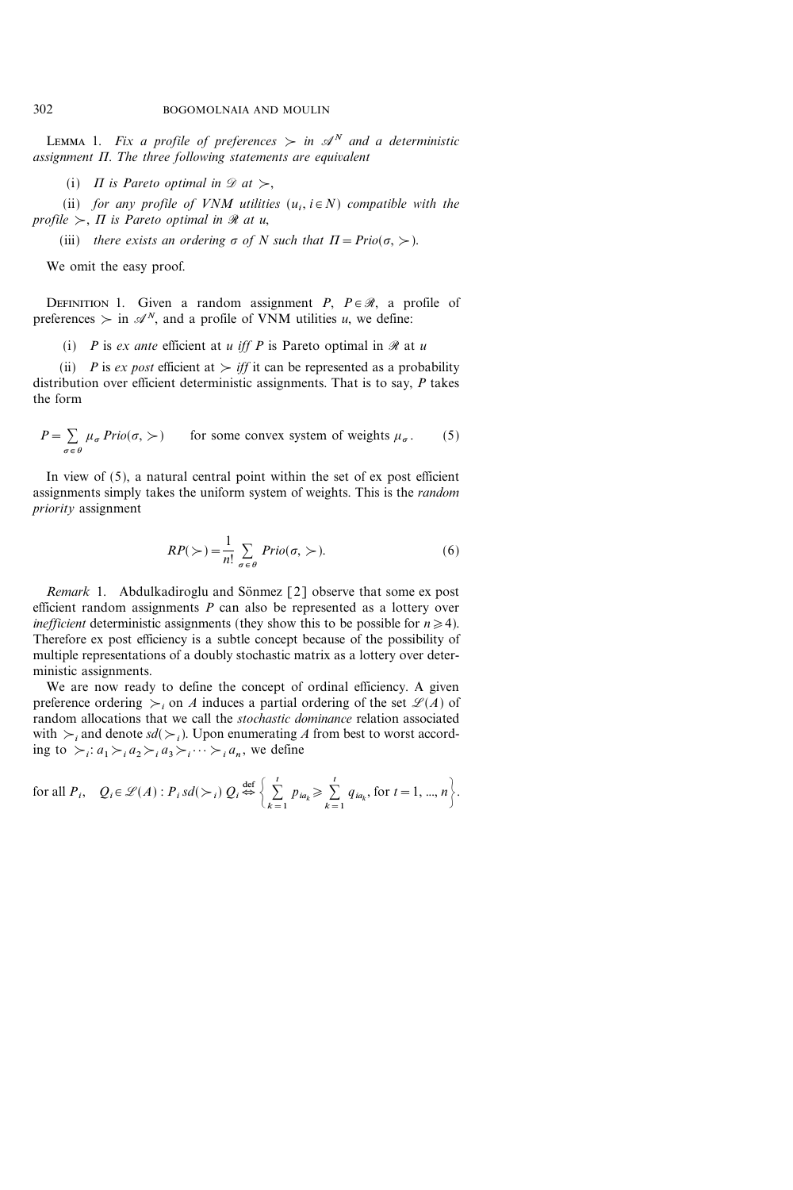LEMMA 1. *Fix a profile of preferences* $\succ$ *in* $\mathscr{A}^N$ *and a deterministic assignment* $\Pi$. *The three following statements are equivalent*

(i) $\Pi$ *is Pareto optimal in* $\mathscr{D}$ *at* $\succ$,

(ii) *for any profile of VNM utilities* $(u_i, i \in N)$ *compatible with the profile* $\succ$, $\Pi$ *is Pareto optimal in* $\mathscr{R}$ *at* $u$,

(iii) *there exists an ordering* $\sigma$ *of* $N$ *such that* $\Pi = Prio(\sigma, \succ)$.

We omit the easy proof.

DEFINITION 1. Given a random assignment $P$, $P \in \mathscr{R}$, a profile of preferences $\succ$ in $\mathscr{A}^N$, and a profile of VNM utilities $u$, we define:

(i) $P$ is *ex ante* efficient at $u$ *iff* $P$ is Pareto optimal in $\mathscr{R}$ at $u$

(ii) $P$ is *ex post* efficient at $\succ$ *iff* it can be represented as a probability distribution over efficient deterministic assignments. That is to say, $P$ takes the form

$$P = \sum_{\sigma \in \theta} \mu_\sigma \, Prio(\sigma, \succ) \qquad \text{for some convex system of weights } \mu_\sigma. \tag{5}$$

In view of (5), a natural central point within the set of ex post efficient assignments simply takes the uniform system of weights. This is the *random priority* assignment

$$RP(\succ) = \frac{1}{n!} \sum_{\sigma \in \theta} Prio(\sigma, \succ). \tag{6}$$

*Remark* 1. Abdulkadiroglu and Sönmez [2] observe that some ex post efficient random assignments $P$ can also be represented as a lottery over *inefficient* deterministic assignments (they show this to be possible for $n \geqslant 4$). Therefore ex post efficiency is a subtle concept because of the possibility of multiple representations of a doubly stochastic matrix as a lottery over deterministic assignments.

We are now ready to define the concept of ordinal efficiency. A given preference ordering $\succ_i$ on $A$ induces a partial ordering of the set $\mathscr{L}(A)$ of random allocations that we call the *stochastic dominance* relation associated with $\succ_i$ and denote $sd(\succ_i)$. Upon enumerating $A$ from best to worst according to $\succ_i$: $a_1 \succ_i a_2 \succ_i a_3 \succ_i \cdots \succ_i a_n$, we define

$$\text{for all } P_i, \quad Q_i \in \mathscr{L}(A) : P_i \, sd(\succ_i) \, Q_i \overset{\text{def}}{\Leftrightarrow} \left\{ \sum_{k=1}^{t} p_{ia_k} \geqslant \sum_{k=1}^{t} q_{ia_k}, \text{ for } t = 1, ..., n \right\}.$$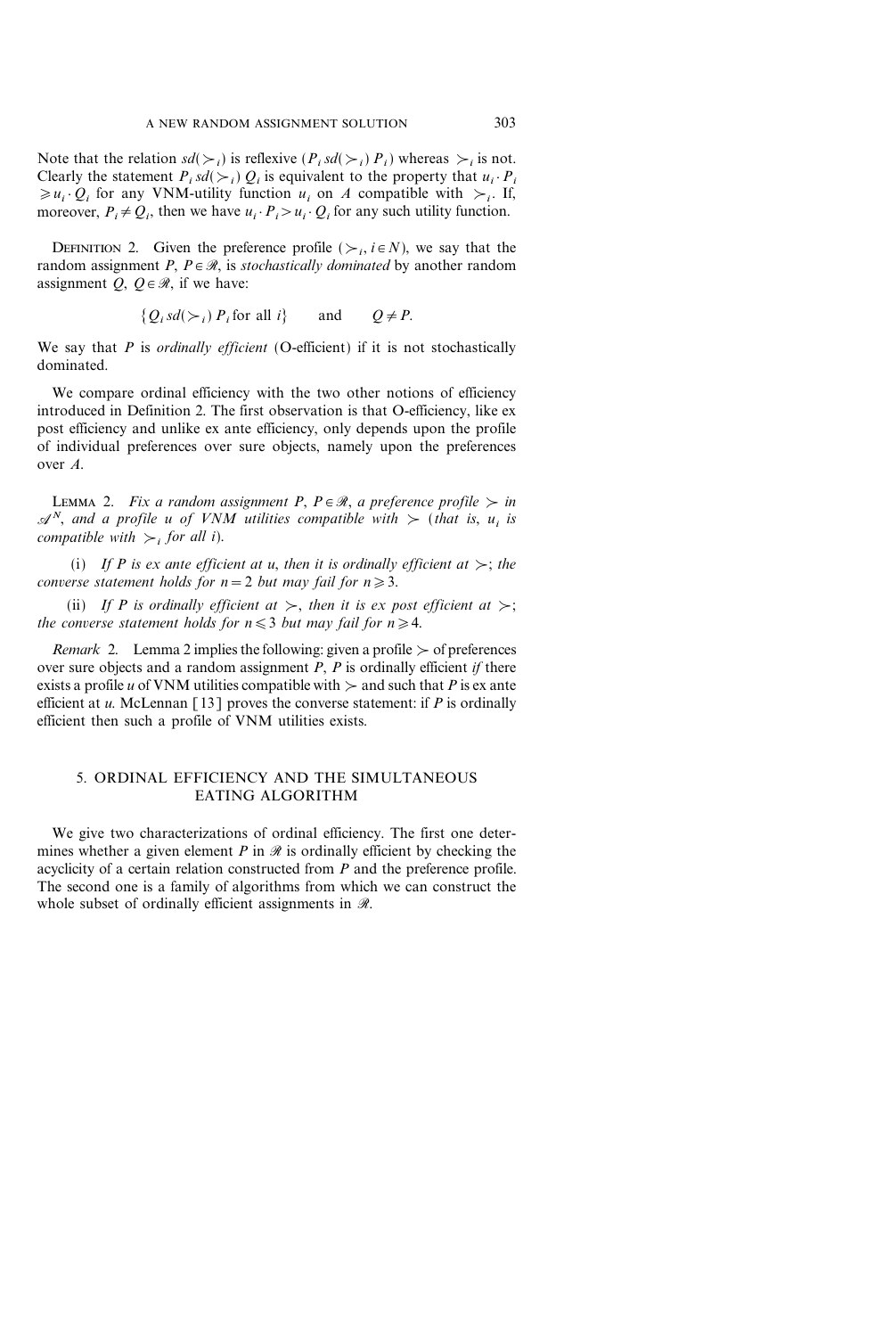Note that the relation $sd(\succ_i)$ is reflexive ($P_i \, sd(\succ_i) \, P_i$) whereas $\succ_i$ is not. Clearly the statement $P_i \, sd(\succ_i) \, Q_i$ is equivalent to the property that $u_i \cdot P_i \geqslant u_i \cdot Q_i$ for any VNM-utility function $u_i$ on $A$ compatible with $\succ_i$. If, moreover, $P_i \neq Q_i$, then we have $u_i \cdot P_i > u_i \cdot Q_i$ for any such utility function.

DEFINITION 2. Given the preference profile ($\succ_i, i \in N$), we say that the random assignment $P$, $P \in \mathscr{R}$, is *stochastically dominated* by another random assignment $Q$, $Q \in \mathscr{R}$, if we have:

$$\{Q_i \, sd(\succ_i) \, P_i \text{ for all } i\} \qquad \text{and} \qquad Q \neq P.$$

We say that $P$ is *ordinally efficient* (O-efficient) if it is not stochastically dominated.

We compare ordinal efficiency with the two other notions of efficiency introduced in Definition 2. The first observation is that O-efficiency, like ex post efficiency and unlike ex ante efficiency, only depends upon the profile of individual preferences over sure objects, namely upon the preferences over $A$.

LEMMA 2. *Fix a random assignment $P$, $P \in \mathscr{R}$, a preference profile $\succ$ in $\mathscr{A}^N$, and a profile $u$ of VNM utilities compatible with $\succ$ (that is, $u_i$ is compatible with $\succ_i$ for all $i$).*

(i) *If $P$ is ex ante efficient at $u$, then it is ordinally efficient at $\succ$; the converse statement holds for $n = 2$ but may fail for $n \geqslant 3$.*

(ii) *If $P$ is ordinally efficient at $\succ$, then it is ex post efficient at $\succ$; the converse statement holds for $n \leqslant 3$ but may fail for $n \geqslant 4$.*

*Remark* 2. Lemma 2 implies the following: given a profile $\succ$ of preferences over sure objects and a random assignment $P$, $P$ is ordinally efficient *if* there exists a profile $u$ of VNM utilities compatible with $\succ$ and such that $P$ is ex ante efficient at $u$. McLennan [13] proves the converse statement: if $P$ is ordinally efficient then such a profile of VNM utilities exists.

## 5. ORDINAL EFFICIENCY AND THE SIMULTANEOUS EATING ALGORITHM

We give two characterizations of ordinal efficiency. The first one determines whether a given element $P$ in $\mathscr{R}$ is ordinally efficient by checking the acyclicity of a certain relation constructed from $P$ and the preference profile. The second one is a family of algorithms from which we can construct the whole subset of ordinally efficient assignments in $\mathscr{R}$.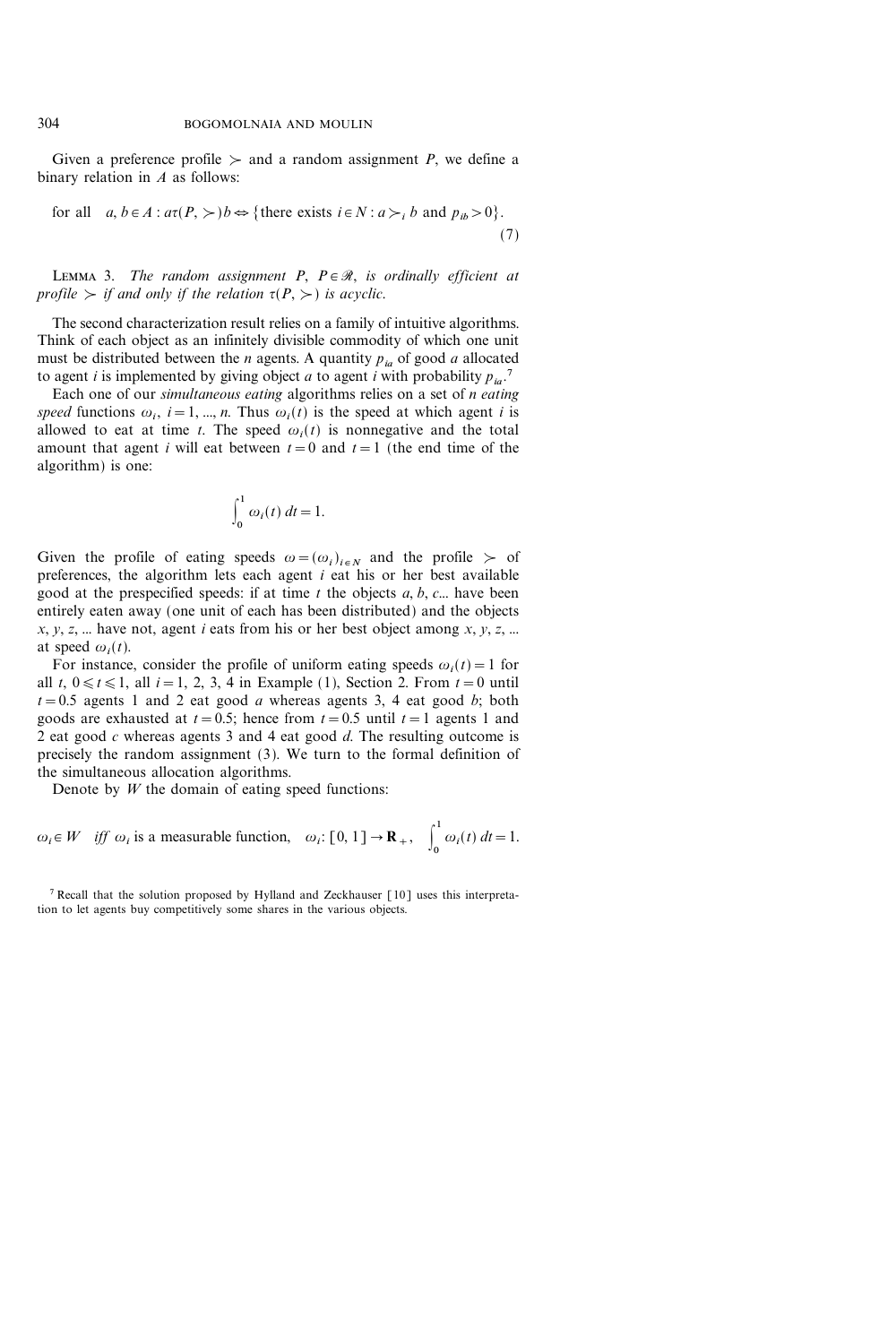Given a preference profile $\succ$ and a random assignment $P$, we define a binary relation in $A$ as follows:

$$\text{for all} \quad a, b \in A : a\tau(P, \succ) b \Leftrightarrow \{\text{there exists } i \in N : a \succ_i b \text{ and } p_{ib} > 0\}. \tag{7}$$

LEMMA 3. *The random assignment $P$, $P \in \mathcal{R}$, is ordinally efficient at profile $\succ$ if and only if the relation $\tau(P, \succ)$ is acyclic.*

The second characterization result relies on a family of intuitive algorithms. Think of each object as an infinitely divisible commodity of which one unit must be distributed between the $n$ agents. A quantity $p_{ia}$ of good $a$ allocated to agent $i$ is implemented by giving object $a$ to agent $i$ with probability $p_{ia}$.[7]

Each one of our *simultaneous eating* algorithms relies on a set of $n$ *eating speed* functions $\omega_i$, $i = 1, \ldots, n$. Thus $\omega_i(t)$ is the speed at which agent $i$ is allowed to eat at time $t$. The speed $\omega_i(t)$ is nonnegative and the total amount that agent $i$ will eat between $t = 0$ and $t = 1$ (the end time of the algorithm) is one:

$$\int_0^1 \omega_i(t)\, dt = 1.$$

Given the profile of eating speeds $\omega = (\omega_i)_{i \in N}$ and the profile $\succ$ of preferences, the algorithm lets each agent $i$ eat his or her best available good at the prespecified speeds: if at time $t$ the objects $a, b, c\ldots$ have been entirely eaten away (one unit of each has been distributed) and the objects $x, y, z, \ldots$ have not, agent $i$ eats from his or her best object among $x, y, z, \ldots$ at speed $\omega_i(t)$.

For instance, consider the profile of uniform eating speeds $\omega_i(t) = 1$ for all $t$, $0 \leqslant t \leqslant 1$, all $i = 1, 2, 3, 4$ in Example (1), Section 2. From $t = 0$ until $t = 0.5$ agents 1 and 2 eat good $a$ whereas agents 3, 4 eat good $b$; both goods are exhausted at $t = 0.5$; hence from $t = 0.5$ until $t = 1$ agents 1 and 2 eat good $c$ whereas agents 3 and 4 eat good $d$. The resulting outcome is precisely the random assignment (3). We turn to the formal definition of the simultaneous allocation algorithms.

Denote by $W$ the domain of eating speed functions:

$$\omega_i \in W \quad \textit{iff } \omega_i \text{ is a measurable function}, \quad \omega_i : [0, 1] \to \mathbf{R}_+, \quad \int_0^1 \omega_i(t)\, dt = 1.$$

[7] Recall that the solution proposed by Hylland and Zeckhauser [10] uses this interpretation to let agents buy competitively some shares in the various objects.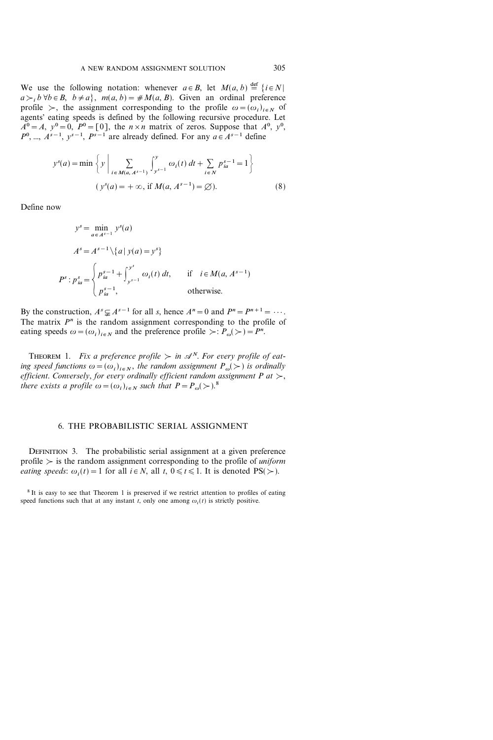We use the following notation: whenever $a \in B$, let $M(a, b) \stackrel{\text{def}}{=} \{i \in N \mid a \succ_i b \; \forall b \in B, \; b \neq a\}$, $m(a, b) = \# M(a, B)$. Given an ordinal preference profile $\succ$, the assignment corresponding to the profile $\omega = (\omega_i)_{i \in N}$ of agents' eating speeds is defined by the following recursive procedure. Let $A^0 = A$, $y^0 = 0$, $P^0 = [0]$, the $n \times n$ matrix of zeros. Suppose that $A^0$, $y^0$, $P^0, ..., A^{s-1}$, $y^{s-1}$, $P^{s-1}$ are already defined. For any $a \in A^{s-1}$ define

$$y^s(a) = \min \left\{ y \;\middle|\; \sum_{i \in M(a, A^{s-1})} \int_{y^{s-1}}^{y} \omega_i(t)\, dt + \sum_{i \in N} p_{ia}^{s-1} = 1 \right\}$$
$$(y^s(a) = +\infty, \text{ if } M(a, A^{s-1}) = \varnothing). \tag{8}$$

Define now

$$y^s = \min_{a \in A^{s-1}} y^s(a)$$

$$A^s = A^{s-1} \backslash \{a \mid y(a) = y^s\}$$

$$P^s : p_{ia}^s = \begin{cases} p_{ia}^{s-1} + \displaystyle\int_{y^{s-1}}^{y^s} \omega_i(t)\, dt, & \text{if} \quad i \in M(a, A^{s-1}) \\ p_{ia}^{s-1}, & \text{otherwise.} \end{cases}$$

By the construction, $A^s \subsetneqq A^{s-1}$ for all $s$, hence $A^n = 0$ and $P^n = P^{n+1} = \cdots$. The matrix $P^n$ is the random assignment corresponding to the profile of eating speeds $\omega = (\omega_i)_{i \in N}$ and the preference profile $\succ$: $P_\omega(\succ) = P^n$.

THEOREM 1. *Fix a preference profile $\succ$ in $\mathscr{A}^N$. For every profile of eating speed functions $\omega = (\omega_i)_{i \in N}$, the random assignment $P_\omega(\succ)$ is ordinally efficient. Conversely, for every ordinally efficient random assignment $P$ at $\succ$, there exists a profile $\omega = (\omega_i)_{i \in N}$ such that $P = P_\omega(\succ)$.*[8]

## 6. THE PROBABILISTIC SERIAL ASSIGNMENT

DEFINITION 3. The probabilistic serial assignment at a given preference profile $\succ$ is the random assignment corresponding to the profile of *uniform eating speeds*: $\omega_i(t) = 1$ for all $i \in N$, all $t$, $0 \leqslant t \leqslant 1$. It is denoted PS($\succ$).

[8] It is easy to see that Theorem 1 is preserved if we restrict attention to profiles of eating speed functions such that at any instant $t$, only one among $\omega_i(t)$ is strictly positive.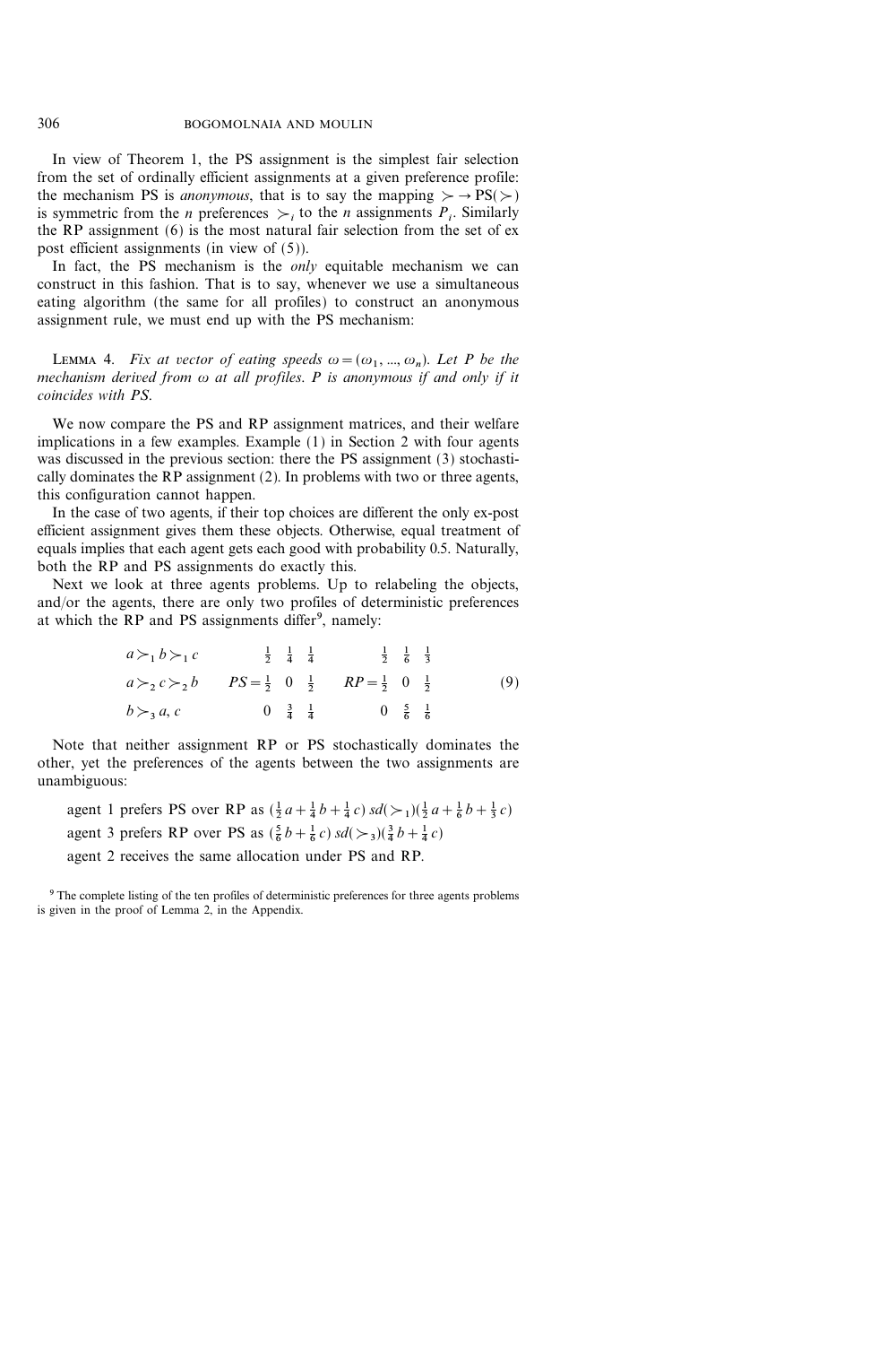In view of Theorem 1, the PS assignment is the simplest fair selection from the set of ordinally efficient assignments at a given preference profile: the mechanism PS is *anonymous*, that is to say the mapping $\succ \to \mathrm{PS}(\succ)$ is symmetric from the $n$ preferences $\succ_i$ to the $n$ assignments $P_i$. Similarly the RP assignment (6) is the most natural fair selection from the set of ex post efficient assignments (in view of (5)).

In fact, the PS mechanism is the *only* equitable mechanism we can construct in this fashion. That is to say, whenever we use a simultaneous eating algorithm (the same for all profiles) to construct an anonymous assignment rule, we must end up with the PS mechanism:

LEMMA 4. *Fix at vector of eating speeds $\omega = (\omega_1, ..., \omega_n)$. Let $P$ be the mechanism derived from $\omega$ at all profiles. $P$ is anonymous if and only if it coincides with PS.*

We now compare the PS and RP assignment matrices, and their welfare implications in a few examples. Example (1) in Section 2 with four agents was discussed in the previous section: there the PS assignment (3) stochastically dominates the RP assignment (2). In problems with two or three agents, this configuration cannot happen.

In the case of two agents, if their top choices are different the only ex-post efficient assignment gives them these objects. Otherwise, equal treatment of equals implies that each agent gets each good with probability 0.5. Naturally, both the RP and PS assignments do exactly this.

Next we look at three agents problems. Up to relabeling the objects, and/or the agents, there are only two profiles of deterministic preferences at which the RP and PS assignments differ[9], namely:

$$
\begin{array}{l}
a \succ_1 b \succ_1 c \\
a \succ_2 c \succ_2 b \\
b \succ_3 a, c
\end{array}
\qquad
PS = \begin{array}{ccc}
\frac{1}{2} & \frac{1}{4} & \frac{1}{4} \\
\frac{1}{2} & 0 & \frac{1}{2} \\
0 & \frac{3}{4} & \frac{1}{4}
\end{array}
\qquad
RP = \begin{array}{ccc}
\frac{1}{2} & \frac{1}{6} & \frac{1}{3} \\
\frac{1}{2} & 0 & \frac{1}{2} \\
0 & \frac{5}{6} & \frac{1}{6}
\end{array}
\tag{9}
$$

Note that neither assignment RP or PS stochastically dominates the other, yet the preferences of the agents between the two assignments are unambiguous:

agent 1 prefers PS over RP as $(\frac{1}{2}a + \frac{1}{4}b + \frac{1}{4}c)\ sd(\succ_1)(\frac{1}{2}a + \frac{1}{6}b + \frac{1}{3}c)$

agent 3 prefers RP over PS as $(\frac{5}{6}b + \frac{1}{6}c)\ sd(\succ_3)(\frac{3}{4}b + \frac{1}{4}c)$

agent 2 receives the same allocation under PS and RP.

[9] The complete listing of the ten profiles of deterministic preferences for three agents problems is given in the proof of Lemma 2, in the Appendix.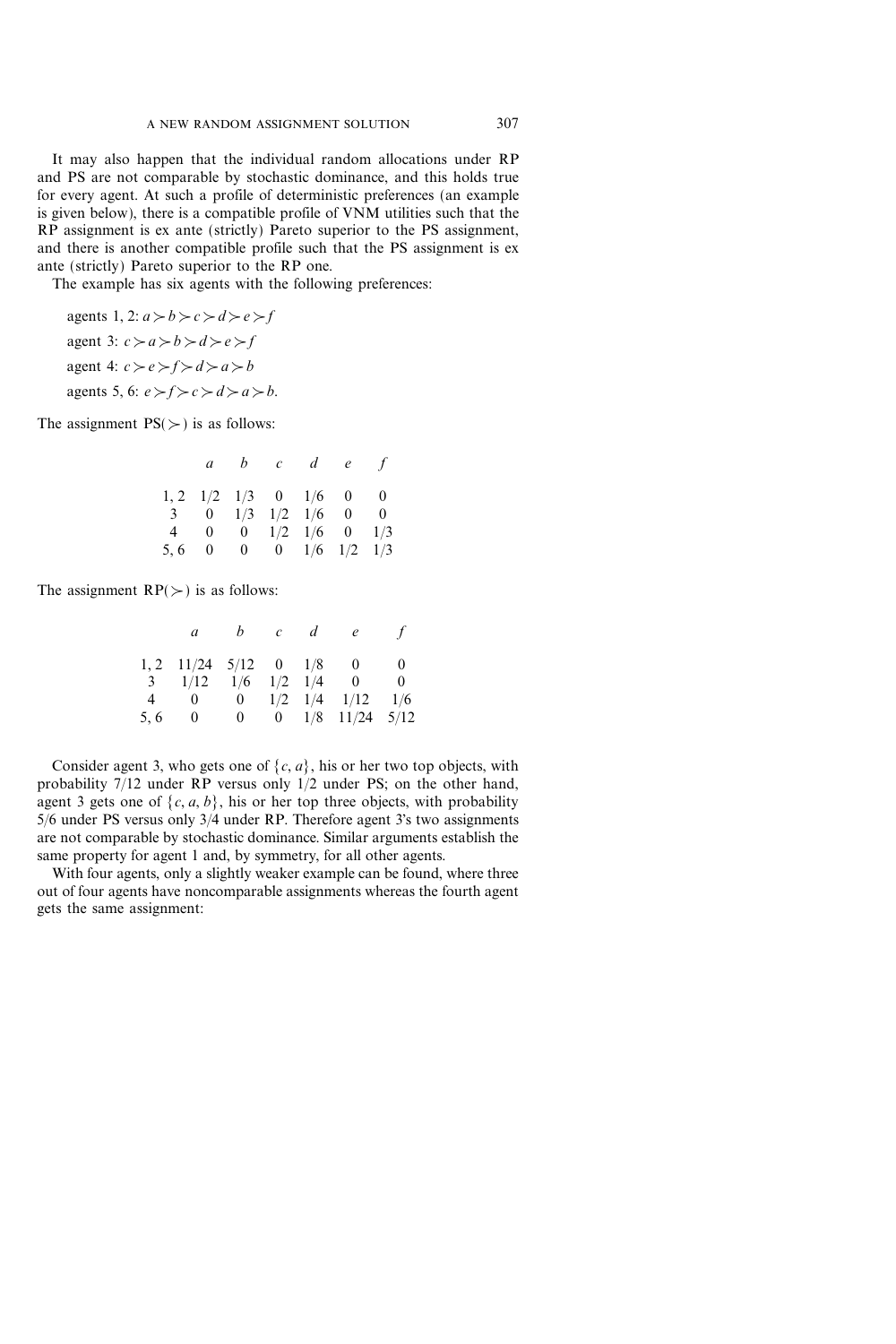It may also happen that the individual random allocations under RP and PS are not comparable by stochastic dominance, and this holds true for every agent. At such a profile of deterministic preferences (an example is given below), there is a compatible profile of VNM utilities such that the RP assignment is ex ante (strictly) Pareto superior to the PS assignment, and there is another compatible profile such that the PS assignment is ex ante (strictly) Pareto superior to the RP one.

The example has six agents with the following preferences:

agents 1, 2: $a \succ b \succ c \succ d \succ e \succ f$

agent 3: $c \succ a \succ b \succ d \succ e \succ f$

agent 4: $c \succ e \succ f \succ d \succ a \succ b$

agents 5, 6: $e \succ f \succ c \succ d \succ a \succ b$.

The assignment $\mathrm{PS}(\succ)$ is as follows:

| | $a$ | $b$ | $c$ | $d$ | $e$ | $f$ |
|---|---|---|---|---|---|---|
| 1, 2 | 1/2 | 1/3 | 0 | 1/6 | 0 | 0 |
| 3 | 0 | 1/3 | 1/2 | 1/6 | 0 | 0 |
| 4 | 0 | 0 | 1/2 | 1/6 | 0 | 1/3 |
| 5, 6 | 0 | 0 | 0 | 1/6 | 1/2 | 1/3 |

The assignment $\mathrm{RP}(\succ)$ is as follows:

| | $a$ | $b$ | $c$ | $d$ | $e$ | $f$ |
|---|---|---|---|---|---|---|
| 1, 2 | 11/24 | 5/12 | 0 | 1/8 | 0 | 0 |
| 3 | 1/12 | 1/6 | 1/2 | 1/4 | 0 | 0 |
| 4 | 0 | 0 | 1/2 | 1/4 | 1/12 | 1/6 |
| 5, 6 | 0 | 0 | 0 | 1/8 | 11/24 | 5/12 |

Consider agent 3, who gets one of $\{c, a\}$, his or her two top objects, with probability 7/12 under RP versus only 1/2 under PS; on the other hand, agent 3 gets one of $\{c, a, b\}$, his or her top three objects, with probability 5/6 under PS versus only 3/4 under RP. Therefore agent 3's two assignments are not comparable by stochastic dominance. Similar arguments establish the same property for agent 1 and, by symmetry, for all other agents.

With four agents, only a slightly weaker example can be found, where three out of four agents have noncomparable assignments whereas the fourth agent gets the same assignment: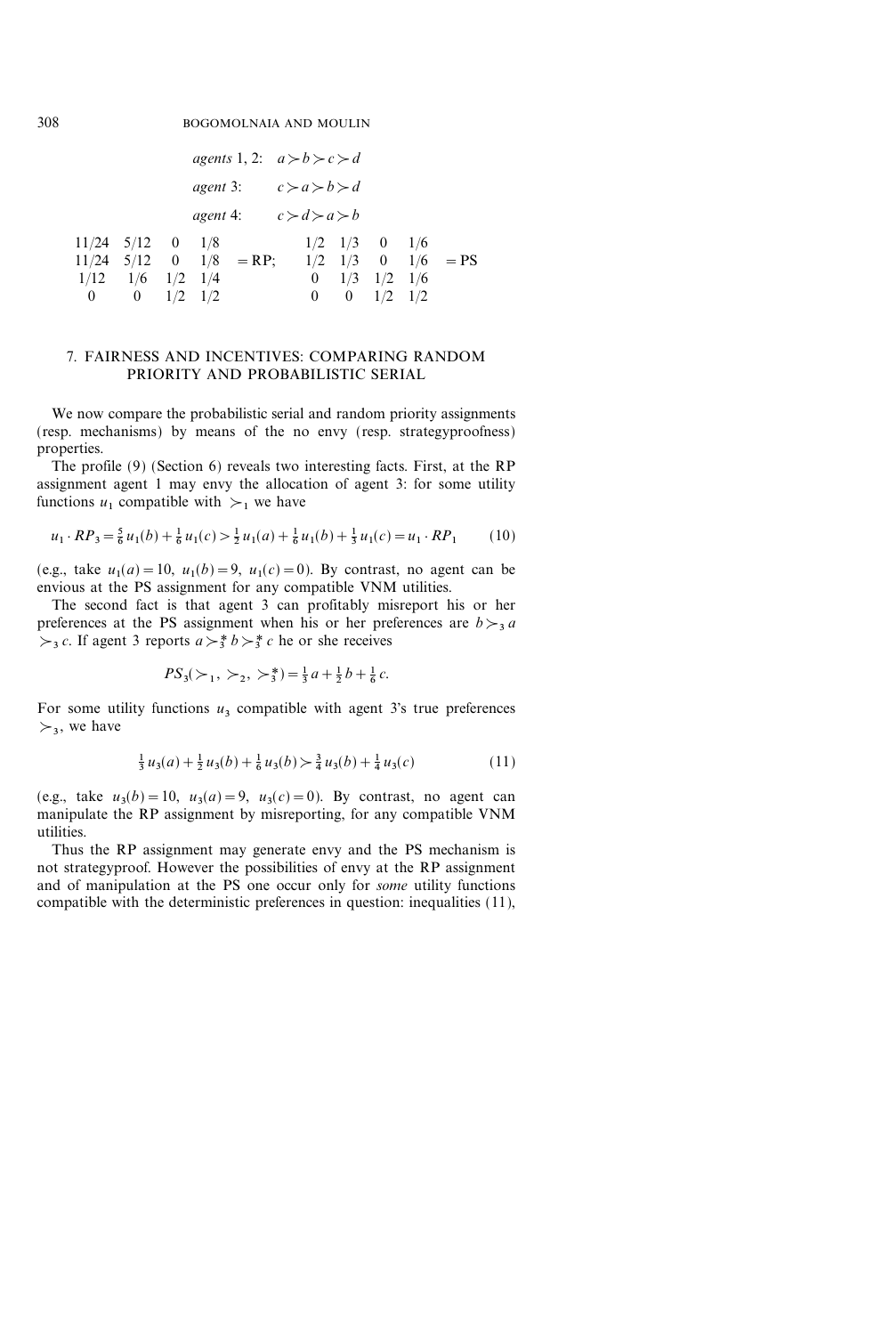*agents* 1, 2: $a \succ b \succ c \succ d$

*agent* 3: $c \succ a \succ b \succ d$

*agent* 4: $c \succ d \succ a \succ b$

$$\begin{matrix} 11/24 & 5/12 & 0 & 1/8 \\ 11/24 & 5/12 & 0 & 1/8 \\ 1/12 & 1/6 & 1/2 & 1/4 \\ 0 & 0 & 1/2 & 1/2 \end{matrix} = \text{RP}; \qquad \begin{matrix} 1/2 & 1/3 & 0 & 1/6 \\ 1/2 & 1/3 & 0 & 1/6 \\ 0 & 1/3 & 1/2 & 1/6 \\ 0 & 0 & 1/2 & 1/2 \end{matrix} = \text{PS}$$

## 7. FAIRNESS AND INCENTIVES: COMPARING RANDOM PRIORITY AND PROBABILISTIC SERIAL

We now compare the probabilistic serial and random priority assignments (resp. mechanisms) by means of the no envy (resp. strategyproofness) properties.

The profile (9) (Section 6) reveals two interesting facts. First, at the RP assignment agent 1 may envy the allocation of agent 3: for some utility functions $u_1$ compatible with $\succ_1$ we have

$$u_1 \cdot RP_3 = \tfrac{5}{6} u_1(b) + \tfrac{1}{6} u_1(c) > \tfrac{1}{2} u_1(a) + \tfrac{1}{6} u_1(b) + \tfrac{1}{3} u_1(c) = u_1 \cdot RP_1 \qquad (10)$$

(e.g., take $u_1(a) = 10$, $u_1(b) = 9$, $u_1(c) = 0$). By contrast, no agent can be envious at the PS assignment for any compatible VNM utilities.

The second fact is that agent 3 can profitably misreport his or her preferences at the PS assignment when his or her preferences are $b \succ_3 a \succ_3 c$. If agent 3 reports $a \succ_3^* b \succ_3^* c$ he or she receives

$$PS_3(\succ_1, \succ_2, \succ_3^*) = \tfrac{1}{3} a + \tfrac{1}{2} b + \tfrac{1}{6} c.$$

For some utility functions $u_3$ compatible with agent 3's true preferences $\succ_3$, we have

$$\tfrac{1}{3} u_3(a) + \tfrac{1}{2} u_3(b) + \tfrac{1}{6} u_3(b) > \tfrac{3}{4} u_3(b) + \tfrac{1}{4} u_3(c) \qquad (11)$$

(e.g., take $u_3(b) = 10$, $u_3(a) = 9$, $u_3(c) = 0$). By contrast, no agent can manipulate the RP assignment by misreporting, for any compatible VNM utilities.

Thus the RP assignment may generate envy and the PS mechanism is not strategyproof. However the possibilities of envy at the RP assignment and of manipulation at the PS one occur only for *some* utility functions compatible with the deterministic preferences in question: inequalities (11),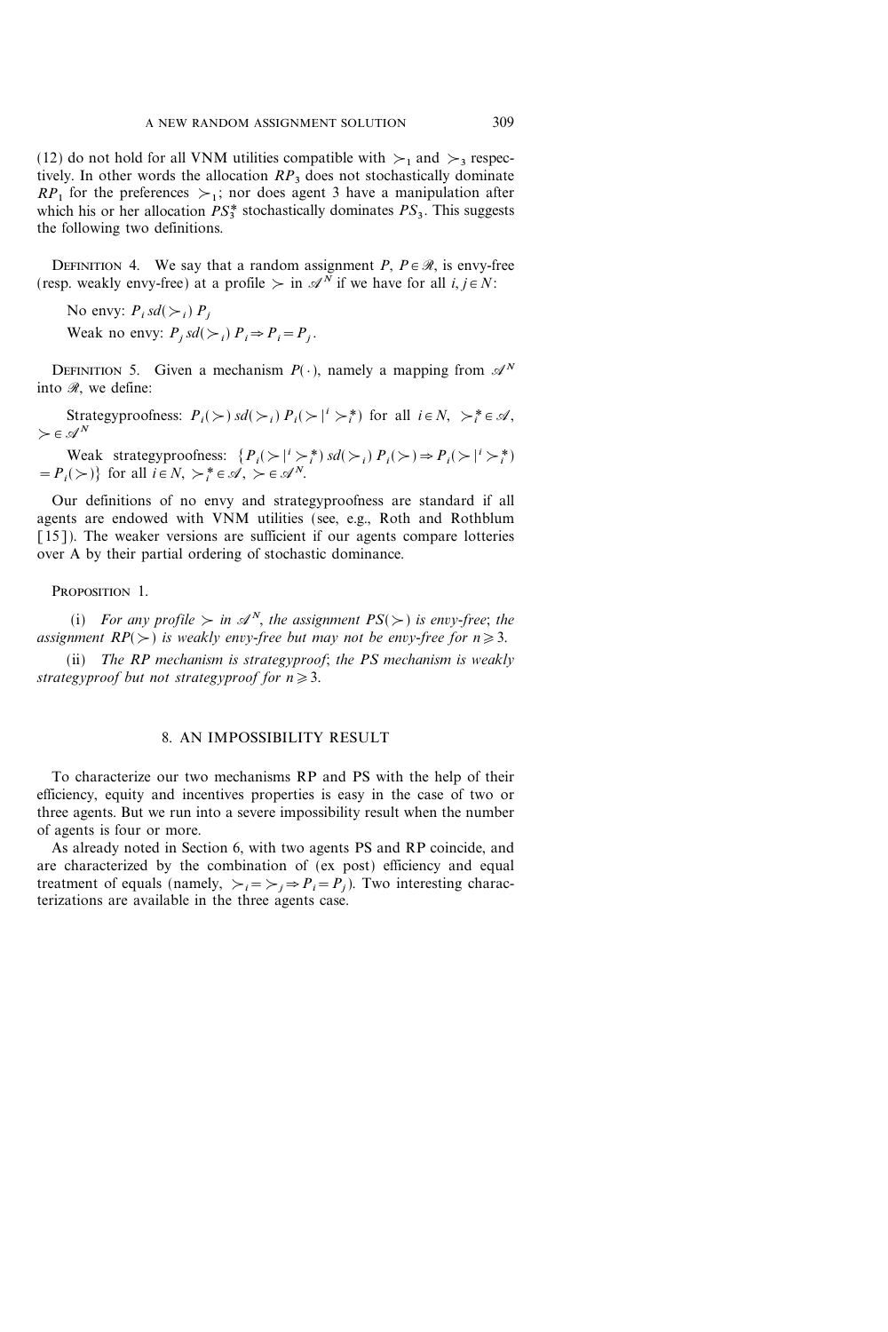(12) do not hold for all VNM utilities compatible with $\succ_1$ and $\succ_3$ respectively. In other words the allocation $RP_3$ does not stochastically dominate $RP_1$ for the preferences $\succ_1$; nor does agent 3 have a manipulation after which his or her allocation $PS_3^*$ stochastically dominates $PS_3$. This suggests the following two definitions.

DEFINITION 4. We say that a random assignment $P$, $P \in \mathscr{R}$, is envy-free (resp. weakly envy-free) at a profile $\succ$ in $\mathscr{A}^N$ if we have for all $i, j \in N$:

No envy: $P_i \, sd(\succ_i) \, P_j$

Weak no envy: $P_j \, sd(\succ_i) \, P_i \Rightarrow P_i = P_j$.

DEFINITION 5. Given a mechanism $P(\cdot)$, namely a mapping from $\mathscr{A}^N$ into $\mathscr{R}$, we define:

Strategyproofness: $P_i(\succ) \, sd(\succ_i) \, P_i(\succ |^i \succ_i^*)$ for all $i \in N$, $\succ_i^* \in \mathscr{A}$, $\succ \in \mathscr{A}^N$

Weak strategyproofness: $\{P_i(\succ |^i \succ_i^*) \, sd(\succ_i) \, P_i(\succ) \Rightarrow P_i(\succ |^i \succ_i^*) = P_i(\succ)\}$ for all $i \in N$, $\succ_i^* \in \mathscr{A}$, $\succ \in \mathscr{A}^N$.

Our definitions of no envy and strategyproofness are standard if all agents are endowed with VNM utilities (see, e.g., Roth and Rothblum [15]). The weaker versions are sufficient if our agents compare lotteries over A by their partial ordering of stochastic dominance.

PROPOSITION 1.

(i) *For any profile $\succ$ in $\mathscr{A}^N$, the assignment $PS(\succ)$ is envy-free; the assignment $RP(\succ)$ is weakly envy-free but may not be envy-free for $n \geqslant 3$.*

(ii) *The RP mechanism is strategyproof; the PS mechanism is weakly strategyproof but not strategyproof for $n \geqslant 3$.*

## 8. AN IMPOSSIBILITY RESULT

To characterize our two mechanisms RP and PS with the help of their efficiency, equity and incentives properties is easy in the case of two or three agents. But we run into a severe impossibility result when the number of agents is four or more.

As already noted in Section 6, with two agents PS and RP coincide, and are characterized by the combination of (ex post) efficiency and equal treatment of equals (namely, $\succ_i = \succ_j \Rightarrow P_i = P_j$). Two interesting characterizations are available in the three agents case.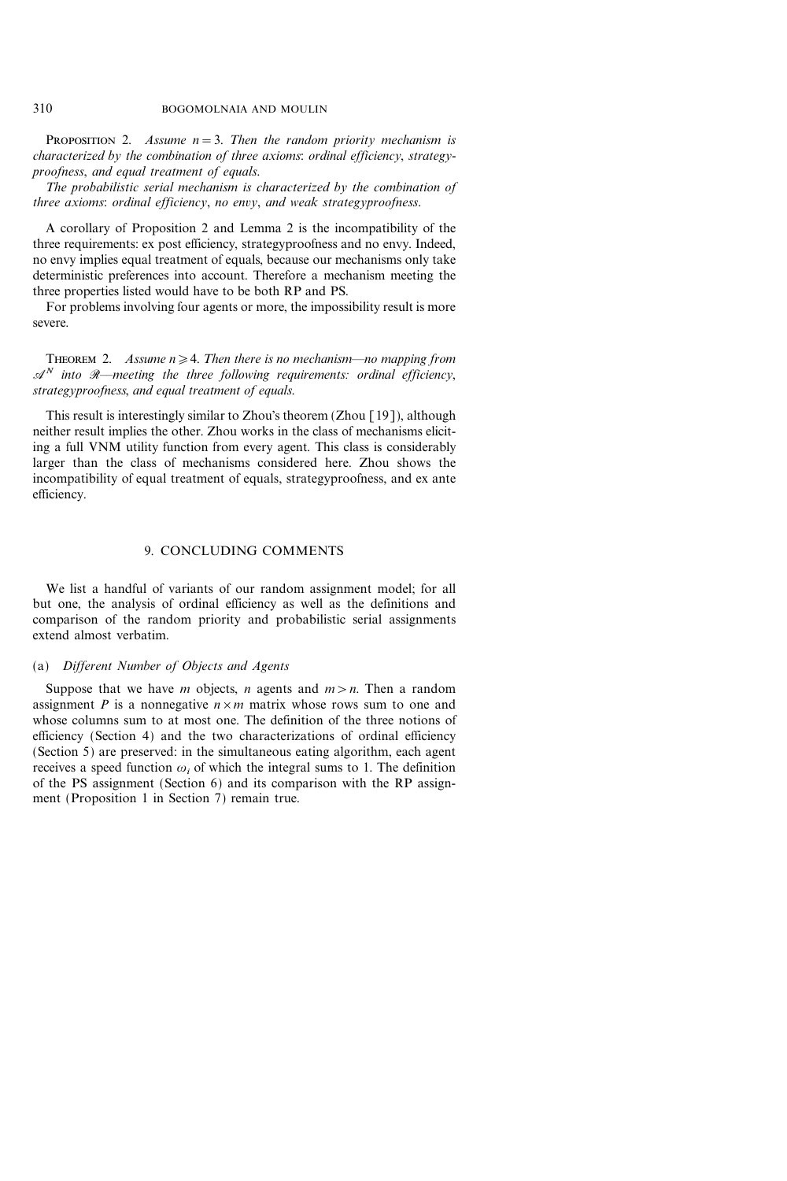**Proposition 2.** *Assume $n = 3$. Then the random priority mechanism is characterized by the combination of three axioms: ordinal efficiency, strategyproofness, and equal treatment of equals.*

*The probabilistic serial mechanism is characterized by the combination of three axioms: ordinal efficiency, no envy, and weak strategyproofness.*

A corollary of Proposition 2 and Lemma 2 is the incompatibility of the three requirements: ex post efficiency, strategyproofness and no envy. Indeed, no envy implies equal treatment of equals, because our mechanisms only take deterministic preferences into account. Therefore a mechanism meeting the three properties listed would have to be both RP and PS.

For problems involving four agents or more, the impossibility result is more severe.

**Theorem 2.** *Assume $n \geqslant 4$. Then there is no mechanism—no mapping from $\mathscr{A}^N$ into $\mathscr{R}$—meeting the three following requirements: ordinal efficiency, strategyproofness, and equal treatment of equals.*

This result is interestingly similar to Zhou's theorem (Zhou [19]), although neither result implies the other. Zhou works in the class of mechanisms eliciting a full VNM utility function from every agent. This class is considerably larger than the class of mechanisms considered here. Zhou shows the incompatibility of equal treatment of equals, strategyproofness, and ex ante efficiency.

## 9. CONCLUDING COMMENTS

We list a handful of variants of our random assignment model; for all but one, the analysis of ordinal efficiency as well as the definitions and comparison of the random priority and probabilistic serial assignments extend almost verbatim.

### (a) *Different Number of Objects and Agents*

Suppose that we have $m$ objects, $n$ agents and $m > n$. Then a random assignment $P$ is a nonnegative $n \times m$ matrix whose rows sum to one and whose columns sum to at most one. The definition of the three notions of efficiency (Section 4) and the two characterizations of ordinal efficiency (Section 5) are preserved: in the simultaneous eating algorithm, each agent receives a speed function $\omega_i$ of which the integral sums to 1. The definition of the PS assignment (Section 6) and its comparison with the RP assignment (Proposition 1 in Section 7) remain true.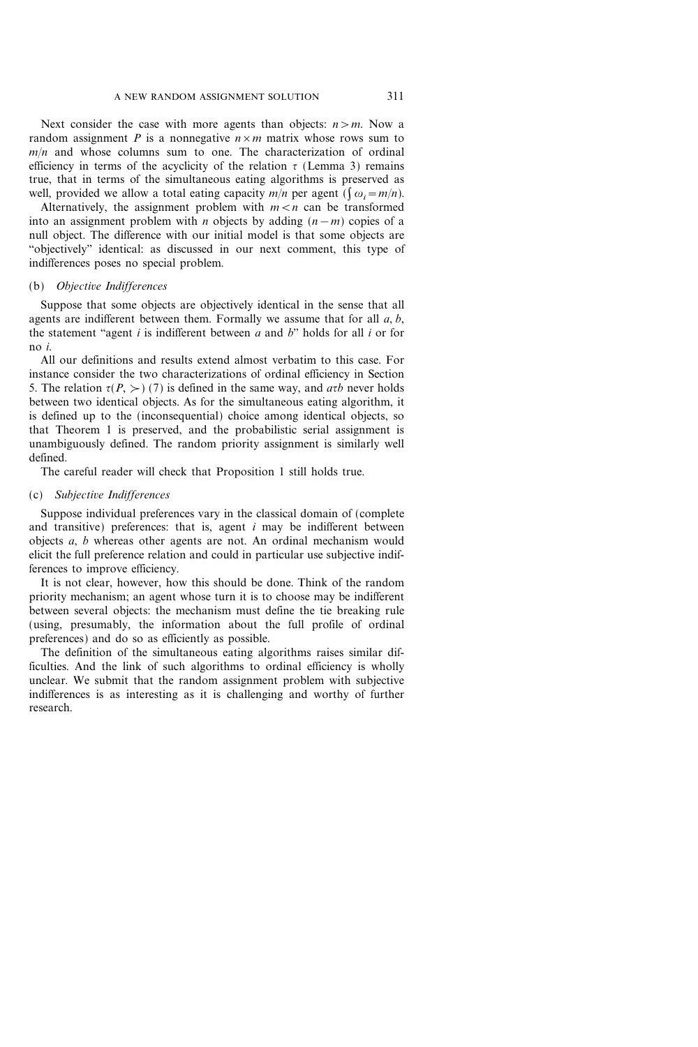Next consider the case with more agents than objects: $n > m$. Now a random assignment $P$ is a nonnegative $n \times m$ matrix whose rows sum to $m/n$ and whose columns sum to one. The characterization of ordinal efficiency in terms of the acyclicity of the relation $\tau$ (Lemma 3) remains true, that in terms of the simultaneous eating algorithms is preserved as well, provided we allow a total eating capacity $m/n$ per agent ($\int \omega_i = m/n$).

Alternatively, the assignment problem with $m < n$ can be transformed into an assignment problem with $n$ objects by adding $(n - m)$ copies of a null object. The difference with our initial model is that some objects are "objectively" identical: as discussed in our next comment, this type of indifferences poses no special problem.

### (b) *Objective Indifferences*

Suppose that some objects are objectively identical in the sense that all agents are indifferent between them. Formally we assume that for all $a, b$, the statement "agent $i$ is indifferent between $a$ and $b$" holds for all $i$ or for no $i$.

All our definitions and results extend almost verbatim to this case. For instance consider the two characterizations of ordinal efficiency in Section 5. The relation $\tau(P, \succ)$ (7) is defined in the same way, and $a \tau b$ never holds between two identical objects. As for the simultaneous eating algorithm, it is defined up to the (inconsequential) choice among identical objects, so that Theorem 1 is preserved, and the probabilistic serial assignment is unambiguously defined. The random priority assignment is similarly well defined.

The careful reader will check that Proposition 1 still holds true.

### (c) *Subjective Indifferences*

Suppose individual preferences vary in the classical domain of (complete and transitive) preferences: that is, agent $i$ may be indifferent between objects $a$, $b$ whereas other agents are not. An ordinal mechanism would elicit the full preference relation and could in particular use subjective indifferences to improve efficiency.

It is not clear, however, how this should be done. Think of the random priority mechanism; an agent whose turn it is to choose may be indifferent between several objects: the mechanism must define the tie breaking rule (using, presumably, the information about the full profile of ordinal preferences) and do so as efficiently as possible.

The definition of the simultaneous eating algorithms raises similar difficulties. And the link of such algorithms to ordinal efficiency is wholly unclear. We submit that the random assignment problem with subjective indifferences is as interesting as it is challenging and worthy of further research.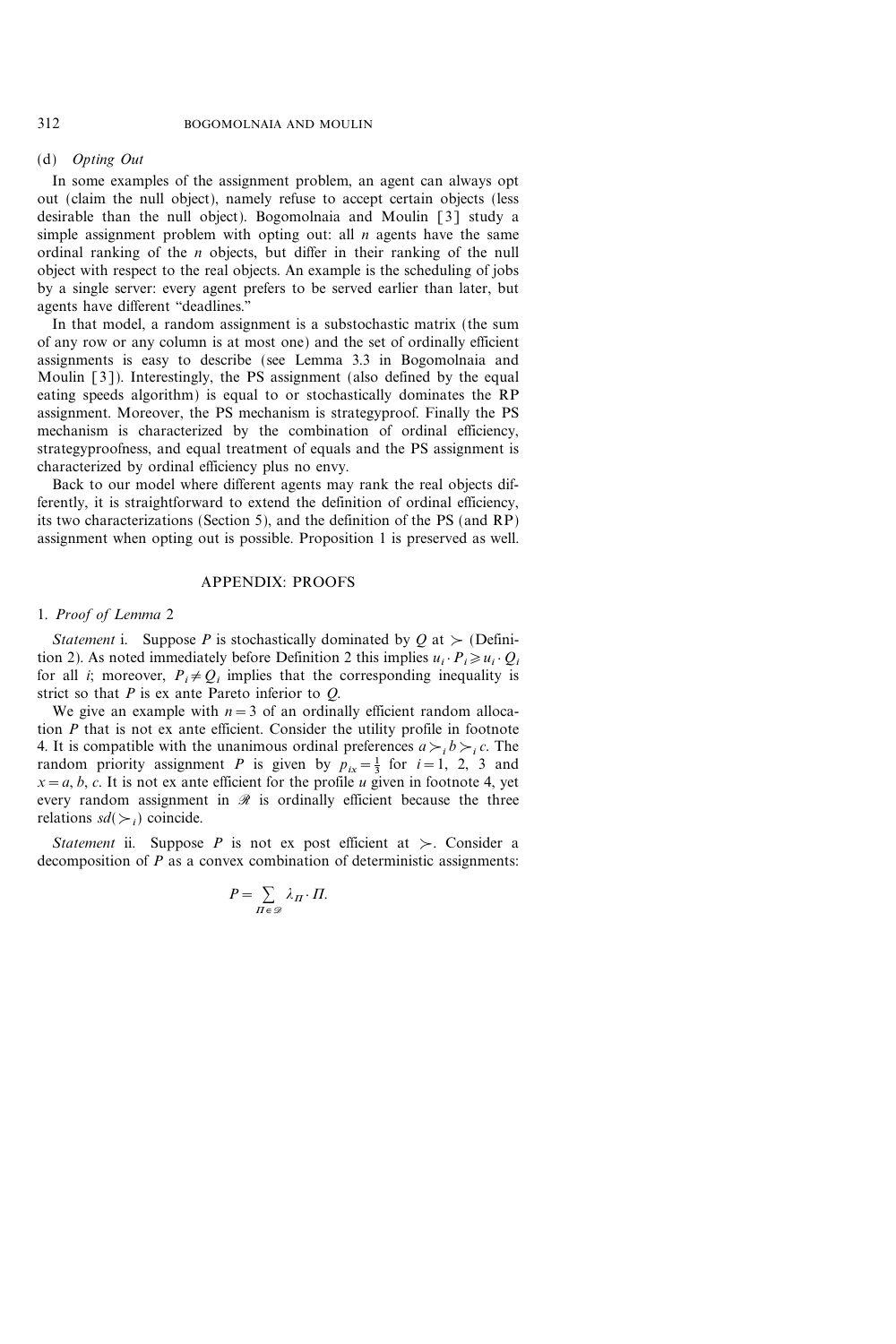### (d) *Opting Out*

In some examples of the assignment problem, an agent can always opt out (claim the null object), namely refuse to accept certain objects (less desirable than the null object). Bogomolnaia and Moulin [3] study a simple assignment problem with opting out: all $n$ agents have the same ordinal ranking of the $n$ objects, but differ in their ranking of the null object with respect to the real objects. An example is the scheduling of jobs by a single server: every agent prefers to be served earlier than later, but agents have different "deadlines."

In that model, a random assignment is a substochastic matrix (the sum of any row or any column is at most one) and the set of ordinally efficient assignments is easy to describe (see Lemma 3.3 in Bogomolnaia and Moulin [3]). Interestingly, the PS assignment (also defined by the equal eating speeds algorithm) is equal to or stochastically dominates the RP assignment. Moreover, the PS mechanism is strategyproof. Finally the PS mechanism is characterized by the combination of ordinal efficiency, strategyproofness, and equal treatment of equals and the PS assignment is characterized by ordinal efficiency plus no envy.

Back to our model where different agents may rank the real objects differently, it is straightforward to extend the definition of ordinal efficiency, its two characterizations (Section 5), and the definition of the PS (and RP) assignment when opting out is possible. Proposition 1 is preserved as well.

## APPENDIX: PROOFS

### 1. *Proof of Lemma* 2

*Statement* i. Suppose $P$ is stochastically dominated by $Q$ at $\succ$ (Definition 2). As noted immediately before Definition 2 this implies $u_i \cdot P_i \geqslant u_i \cdot Q_i$ for all $i$; moreover, $P_i \neq Q_i$ implies that the corresponding inequality is strict so that $P$ is ex ante Pareto inferior to $Q$.

We give an example with $n = 3$ of an ordinally efficient random allocation $P$ that is not ex ante efficient. Consider the utility profile in footnote 4. It is compatible with the unanimous ordinal preferences $a \succ_i b \succ_i c$. The random priority assignment $P$ is given by $p_{ix} = \frac{1}{3}$ for $i = 1, 2, 3$ and $x = a, b, c$. It is not ex ante efficient for the profile $u$ given in footnote 4, yet every random assignment in $\mathscr{R}$ is ordinally efficient because the three relations $sd(\succ_i)$ coincide.

*Statement* ii. Suppose $P$ is not ex post efficient at $\succ$. Consider a decomposition of $P$ as a convex combination of deterministic assignments:

$$P = \sum_{\Pi \in \mathscr{D}} \lambda_{\Pi} \cdot \Pi.$$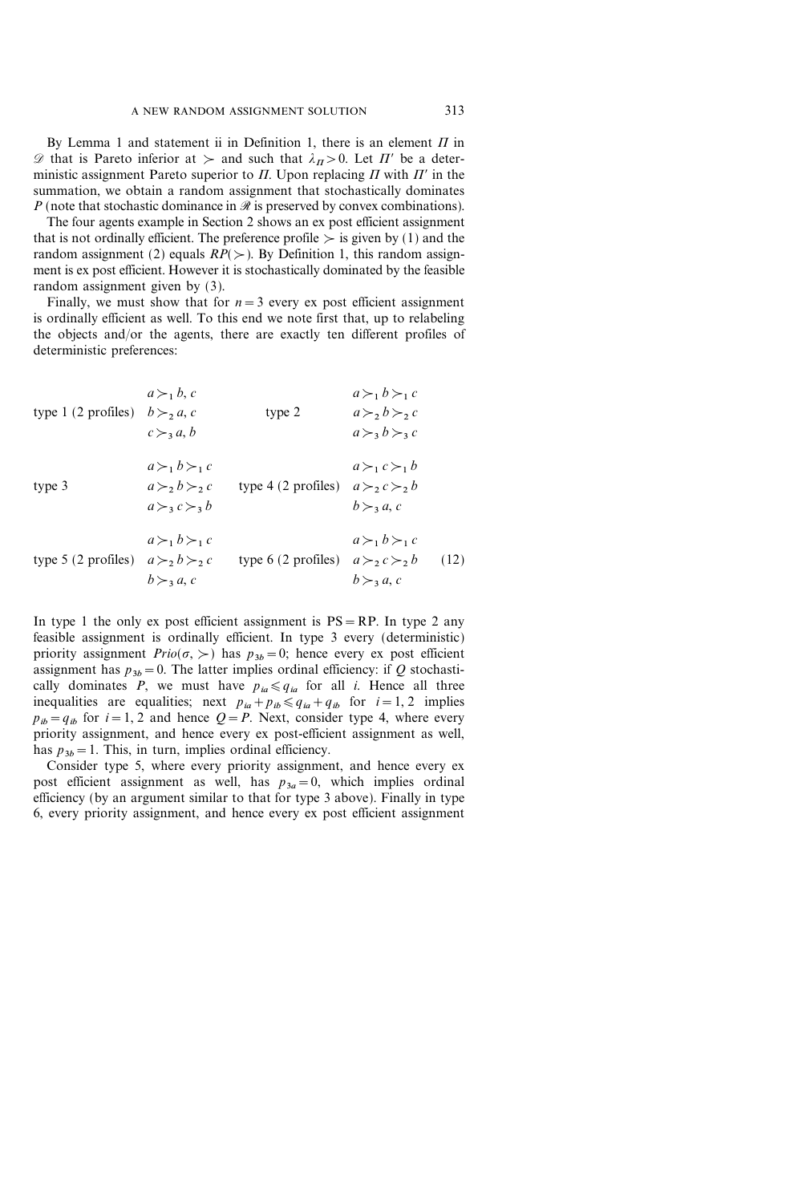By Lemma 1 and statement ii in Definition 1, there is an element $\Pi$ in $\mathscr{D}$ that is Pareto inferior at $\succ$ and such that $\lambda_\Pi > 0$. Let $\Pi'$ be a deterministic assignment Pareto superior to $\Pi$. Upon replacing $\Pi$ with $\Pi'$ in the summation, we obtain a random assignment that stochastically dominates $P$ (note that stochastic dominance in $\mathscr{R}$ is preserved by convex combinations).

The four agents example in Section 2 shows an ex post efficient assignment that is not ordinally efficient. The preference profile $\succ$ is given by (1) and the random assignment (2) equals $RP(\succ)$. By Definition 1, this random assignment is ex post efficient. However it is stochastically dominated by the feasible random assignment given by (3).

Finally, we must show that for $n=3$ every ex post efficient assignment is ordinally efficient as well. To this end we note first that, up to relabeling the objects and/or the agents, there are exactly ten different profiles of deterministic preferences:

$$
\begin{array}{llll}
\text{type 1 (2 profiles)} & \begin{array}{l} a \succ_1 b, c \\ b \succ_2 a, c \\ c \succ_3 a, b \end{array} & \text{type 2} & \begin{array}{l} a \succ_1 b \succ_1 c \\ a \succ_2 b \succ_2 c \\ a \succ_3 b \succ_3 c \end{array} \\
\\
\text{type 3} & \begin{array}{l} a \succ_1 b \succ_1 c \\ a \succ_2 b \succ_2 c \\ a \succ_3 c \succ_3 b \end{array} & \text{type 4 (2 profiles)} & \begin{array}{l} a \succ_1 c \succ_1 b \\ a \succ_2 c \succ_2 b \\ b \succ_3 a, c \end{array} \\
\\
\text{type 5 (2 profiles)} & \begin{array}{l} a \succ_1 b \succ_1 c \\ a \succ_2 b \succ_2 c \\ b \succ_3 a, c \end{array} & \text{type 6 (2 profiles)} & \begin{array}{l} a \succ_1 b \succ_1 c \\ a \succ_2 c \succ_2 b \\ b \succ_3 a, c \end{array}
\end{array} \qquad (12)
$$

In type 1 the only ex post efficient assignment is $\text{PS} = \text{RP}$. In type 2 any feasible assignment is ordinally efficient. In type 3 every (deterministic) priority assignment $Prio(\sigma, \succ)$ has $p_{3b} = 0$; hence every ex post efficient assignment has $p_{3b} = 0$. The latter implies ordinal efficiency: if $Q$ stochastically dominates $P$, we must have $p_{ia} \leqslant q_{ia}$ for all $i$. Hence all three inequalities are equalities; next $p_{ia} + p_{ib} \leqslant q_{ia} + q_{ib}$ for $i = 1, 2$ implies $p_{ib} = q_{ib}$ for $i = 1, 2$ and hence $Q = P$. Next, consider type 4, where every priority assignment, and hence every ex post-efficient assignment as well, has $p_{3b} = 1$. This, in turn, implies ordinal efficiency.

Consider type 5, where every priority assignment, and hence every ex post efficient assignment as well, has $p_{3a} = 0$, which implies ordinal efficiency (by an argument similar to that for type 3 above). Finally in type 6, every priority assignment, and hence every ex post efficient assignment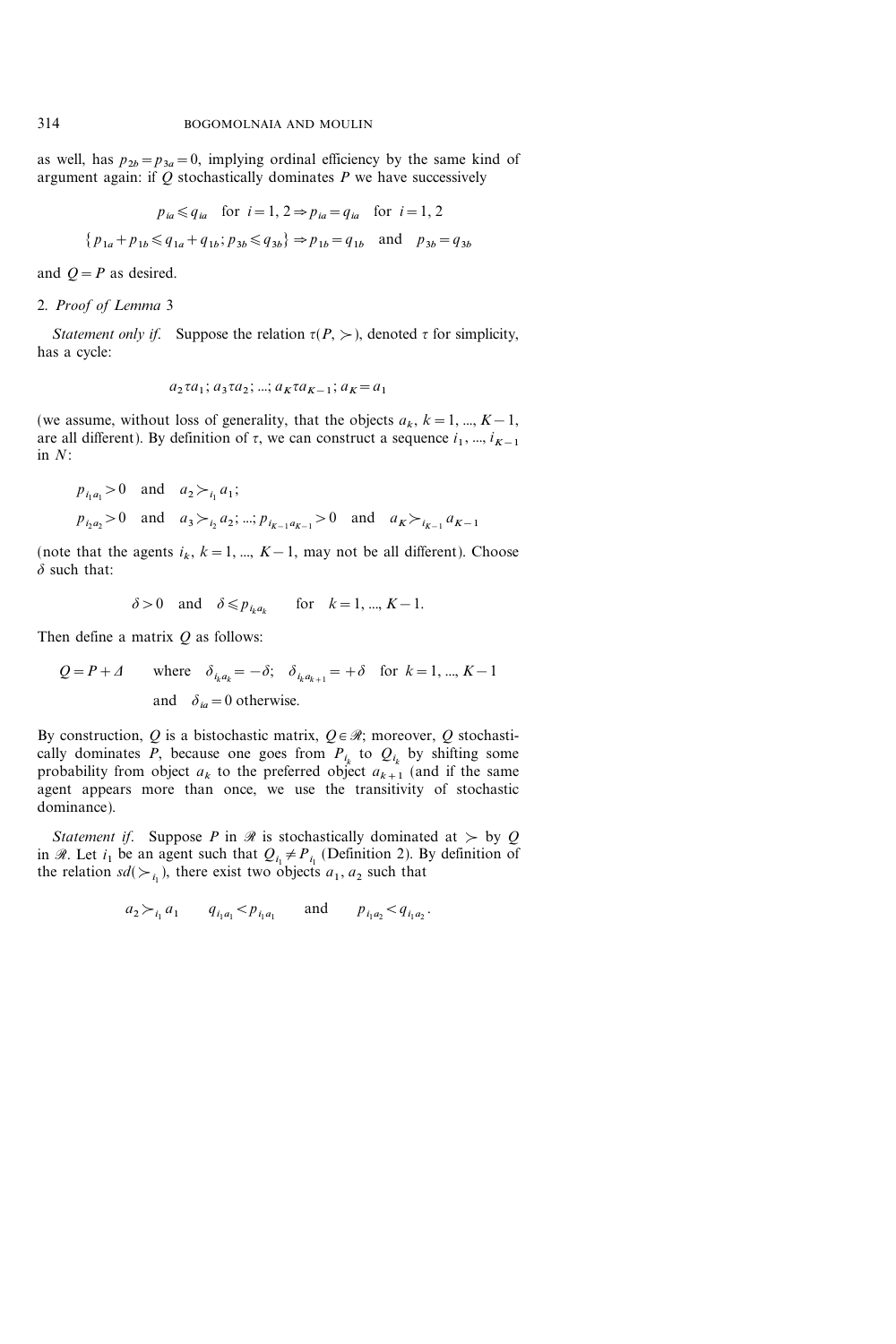as well, has $p_{2b} = p_{3a} = 0$, implying ordinal efficiency by the same kind of argument again: if $Q$ stochastically dominates $P$ we have successively

$$p_{ia} \leqslant q_{ia} \quad \text{for } i = 1, 2 \Rightarrow p_{ia} = q_{ia} \quad \text{for } i = 1, 2$$

$$\{p_{1a} + p_{1b} \leqslant q_{1a} + q_{1b}; p_{3b} \leqslant q_{3b}\} \Rightarrow p_{1b} = q_{1b} \quad \text{and} \quad p_{3b} = q_{3b}$$

and $Q = P$ as desired.

2. *Proof of Lemma* 3

*Statement only if.* Suppose the relation $\tau(P, \succ)$, denoted $\tau$ for simplicity, has a cycle:

$$a_2 \tau a_1; a_3 \tau a_2; \ldots; a_K \tau a_{K-1}; a_K = a_1$$

(we assume, without loss of generality, that the objects $a_k$, $k = 1, \ldots, K-1$, are all different). By definition of $\tau$, we can construct a sequence $i_1, \ldots, i_{K-1}$ in $N$:

$$p_{i_1 a_1} > 0 \quad \text{and} \quad a_2 \succ_{i_1} a_1;$$

$$p_{i_2 a_2} > 0 \quad \text{and} \quad a_3 \succ_{i_2} a_2; \ldots; p_{i_{K-1} a_{K-1}} > 0 \quad \text{and} \quad a_K \succ_{i_{K-1}} a_{K-1}$$

(note that the agents $i_k$, $k = 1, \ldots, K-1$, may not be all different). Choose $\delta$ such that:

$$\delta > 0 \quad \text{and} \quad \delta \leqslant p_{i_k a_k} \qquad \text{for} \quad k = 1, \ldots, K-1.$$

Then define a matrix $Q$ as follows:

$$Q = P + \Delta \qquad \text{where} \quad \delta_{i_k a_k} = -\delta; \quad \delta_{i_k a_{k+1}} = +\delta \quad \text{for } k = 1, \ldots, K-1$$
$$\text{and} \quad \delta_{ia} = 0 \text{ otherwise.}$$

By construction, $Q$ is a bistochastic matrix, $Q \in \mathscr{R}$; moreover, $Q$ stochastically dominates $P$, because one goes from $P_{i_k}$ to $Q_{i_k}$ by shifting some probability from object $a_k$ to the preferred object $a_{k+1}$ (and if the same agent appears more than once, we use the transitivity of stochastic dominance).

*Statement if.* Suppose $P$ in $\mathscr{R}$ is stochastically dominated at $\succ$ by $Q$ in $\mathscr{R}$. Let $i_1$ be an agent such that $Q_{i_1} \neq P_{i_1}$ (Definition 2). By definition of the relation $sd(\succ_{i_1})$, there exist two objects $a_1, a_2$ such that

$$a_2 \succ_{i_1} a_1 \qquad q_{i_1 a_1} < p_{i_1 a_1} \qquad \text{and} \qquad p_{i_1 a_2} < q_{i_1 a_2}.$$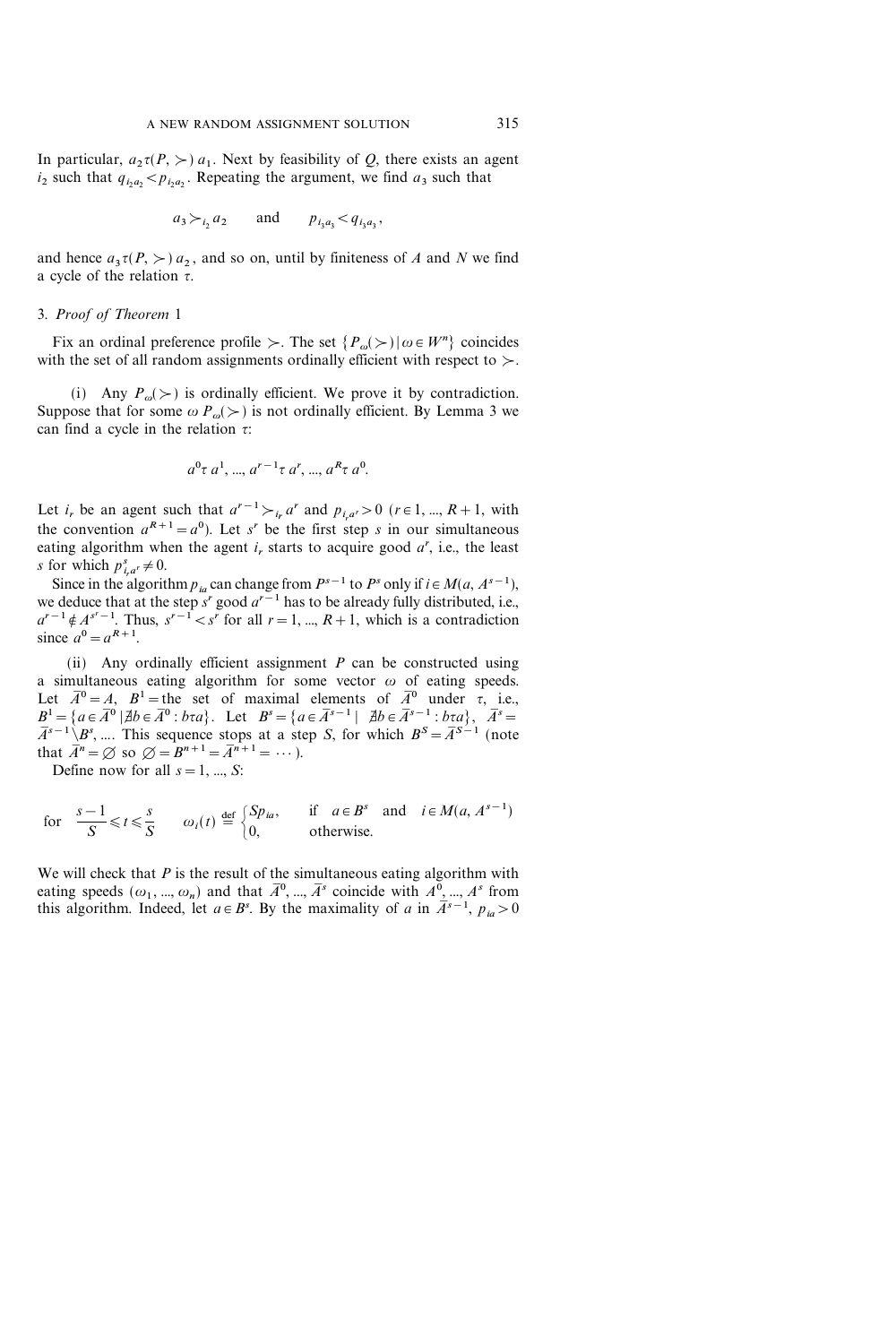In particular, $a_2 \tau(P, \succ) a_1$. Next by feasibility of $Q$, there exists an agent $i_2$ such that $q_{i_2 a_2} < p_{i_2 a_2}$. Repeating the argument, we find $a_3$ such that

$$a_3 \succ_{i_2} a_2 \qquad \text{and} \qquad p_{i_3 a_3} < q_{i_3 a_3},$$

and hence $a_3 \tau(P, \succ) a_2$, and so on, until by finiteness of $A$ and $N$ we find a cycle of the relation $\tau$.

### 3. *Proof of Theorem* 1

Fix an ordinal preference profile $\succ$. The set $\{P_\omega(\succ) \mid \omega \in W^n\}$ coincides with the set of all random assignments ordinally efficient with respect to $\succ$.

(i) Any $P_\omega(\succ)$ is ordinally efficient. We prove it by contradiction. Suppose that for some $\omega$ $P_\omega(\succ)$ is not ordinally efficient. By Lemma 3 we can find a cycle in the relation $\tau$:

$$a^0 \tau\, a^1, ..., a^{r-1} \tau\, a^r, ..., a^R \tau\, a^0.$$

Let $i_r$ be an agent such that $a^{r-1} \succ_{i_r} a^r$ and $p_{i_r a^r} > 0$ $(r \in 1, ..., R+1$, with the convention $a^{R+1} = a^0)$. Let $s^r$ be the first step $s$ in our simultaneous eating algorithm when the agent $i_r$ starts to acquire good $a^r$, i.e., the least $s$ for which $p^s_{i_r a^r} \neq 0$.

Since in the algorithm $p_{ia}$ can change from $P^{s-1}$ to $P^s$ only if $i \in M(a, A^{s-1})$, we deduce that at the step $s^r$ good $a^{r-1}$ has to be already fully distributed, i.e., $a^{r-1} \notin A^{s^r-1}$. Thus, $s^{r-1} < s^r$ for all $r = 1, ..., R+1$, which is a contradiction since $a^0 = a^{R+1}$.

(ii) Any ordinally efficient assignment $P$ can be constructed using a simultaneous eating algorithm for some vector $\omega$ of eating speeds. Let $\bar{A}^0 = A$, $B^1 =$ the set of maximal elements of $\bar{A}^0$ under $\tau$, i.e., $B^1 = \{a \in \bar{A}^0 \mid \nexists b \in \bar{A}^0 : b \tau a\}$. Let $B^s = \{a \in \bar{A}^{s-1} \mid \nexists b \in \bar{A}^{s-1} : b \tau a\}$, $\bar{A}^s = \bar{A}^{s-1} \setminus B^s$, .... This sequence stops at a step $S$, for which $B^S = \bar{A}^{S-1}$ (note that $\bar{A}^n = \varnothing$ so $\varnothing = B^{n+1} = \bar{A}^{n+1} = \cdots$).

Define now for all $s = 1, ..., S$:

$$\text{for} \quad \frac{s-1}{S} \leqslant t \leqslant \frac{s}{S} \qquad \omega_i(t) \overset{\text{def}}{=} \begin{cases} S p_{ia}, & \text{if} \quad a \in B^s \quad \text{and} \quad i \in M(a, A^{s-1}) \\ 0, & \text{otherwise.} \end{cases}$$

We will check that $P$ is the result of the simultaneous eating algorithm with eating speeds $(\omega_1, ..., \omega_n)$ and that $\bar{A}^0, ..., \bar{A}^s$ coincide with $A^0, ..., A^s$ from this algorithm. Indeed, let $a \in B^s$. By the maximality of $a$ in $\bar{A}^{s-1}$, $p_{ia} > 0$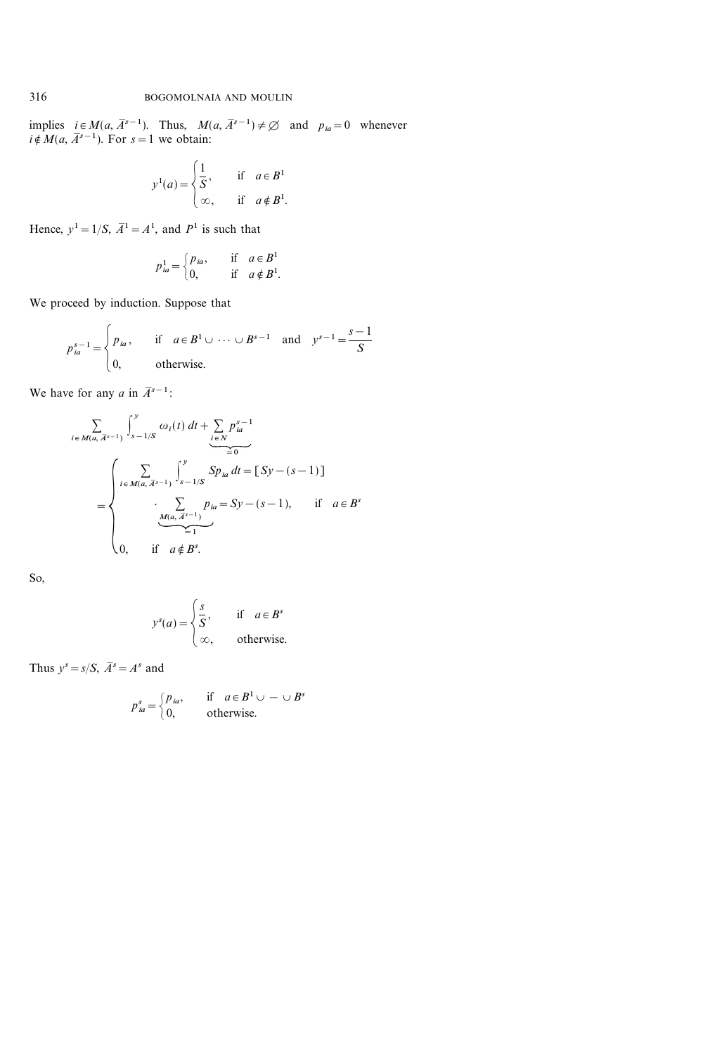implies $i \in M(a, \bar{A}^{s-1})$. Thus, $M(a, \bar{A}^{s-1}) \neq \varnothing$ and $p_{ia} = 0$ whenever $i \notin M(a, \bar{A}^{s-1})$. For $s = 1$ we obtain:

$$y^1(a) = \begin{cases} \dfrac{1}{S}, & \text{if } \quad a \in B^1 \\ \infty, & \text{if } \quad a \notin B^1. \end{cases}$$

Hence, $y^1 = 1/S$, $\bar{A}^1 = A^1$, and $P^1$ is such that

$$p^1_{ia} = \begin{cases} p_{ia}, & \text{if } \quad a \in B^1 \\ 0, & \text{if } \quad a \notin B^1. \end{cases}$$

We proceed by induction. Suppose that

$$p^{s-1}_{ia} = \begin{cases} p_{ia}, & \text{if } \quad a \in B^1 \cup \cdots \cup B^{s-1} \quad \text{and} \quad y^{s-1} = \dfrac{s-1}{S} \\ 0, & \text{otherwise.} \end{cases}$$

We have for any $a$ in $\bar{A}^{s-1}$:

$$\sum_{i \in M(a, \bar{A}^{s-1})} \int_{s-1/S}^{y} \omega_i(t)\, dt + \underbrace{\sum_{i \in N} p^{s-1}_{ia}}_{=0}$$
$$= \begin{cases} \displaystyle\sum_{i \in M(a, \bar{A}^{s-1})} \int_{s-1/S}^{y} S p_{ia}\, dt = [Sy - (s-1)] \\ \quad \cdot \underbrace{\displaystyle\sum_{M(a, \bar{A}^{s-1})} p_{ia}}_{=1} = Sy - (s-1), & \text{if } \quad a \in B^s \\ 0, \quad \text{if } \quad a \notin B^s. \end{cases}$$

So,

$$y^s(a) = \begin{cases} \dfrac{s}{S}, & \text{if } \quad a \in B^s \\ \infty, & \text{otherwise.} \end{cases}$$

Thus $y^s = s/S$, $\bar{A}^s = A^s$ and

$$p^s_{ia} = \begin{cases} p_{ia}, & \text{if } \quad a \in B^1 \cup - \cup B^s \\ 0, & \text{otherwise.} \end{cases}$$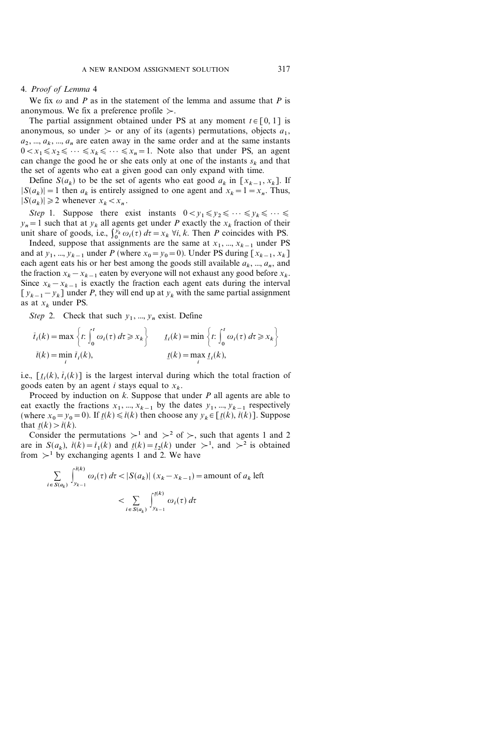## 4. *Proof of Lemma* 4

We fix $\omega$ and $P$ as in the statement of the lemma and assume that $P$ is anonymous. We fix a preference profile $\succ$.

The partial assignment obtained under PS at any moment $t \in [0, 1]$ is anonymous, so under $\succ$ or any of its (agents) permutations, objects $a_1, a_2, ..., a_k, ..., a_n$ are eaten away in the same order and at the same instants $0 < x_1 \leqslant x_2 \leqslant \cdots \leqslant x_k \leqslant \cdots \leqslant x_n = 1$. Note also that under PS, an agent can change the good he or she eats only at one of the instants $s_k$ and that the set of agents who eat a given good can only expand with time.

Define $S(a_k)$ to be the set of agents who eat good $a_k$ in $[x_{k-1}, x_k]$. If $|S(a_k)| = 1$ then $a_k$ is entirely assigned to one agent and $x_k = 1 = x_n$. Thus, $|S(a_k)| \geqslant 2$ whenever $x_k < x_n$.

*Step* 1. Suppose there exist instants $0 < y_1 \leqslant y_2 \leqslant \cdots \leqslant y_k \leqslant \cdots \leqslant y_n = 1$ such that at $y_k$ all agents get under $P$ exactly the $x_k$ fraction of their unit share of goods, i.e., $\int_0^{y_k} \omega_i(\tau)\, d\tau = x_k$ $\forall i, k$. Then $P$ coincides with PS.

Indeed, suppose that assignments are the same at $x_1, ..., x_{k-1}$ under PS and at $y_1, ..., y_{k-1}$ under $P$ (where $x_0 = y_0 = 0$). Under PS during $[x_{k-1}, x_k]$ each agent eats his or her best among the goods still available $a_k, ..., a_n$, and the fraction $x_k - x_{k-1}$ eaten by everyone will not exhaust any good before $x_k$. Since $x_k - x_{k-1}$ is exactly the fraction each agent eats during the interval $[y_{k-1} - y_k]$ under $P$, they will end up at $y_k$ with the same partial assignment as at $x_k$ under PS.

*Step* 2. Check that such $y_1, ..., y_n$ exist. Define

$$\bar{t}_i(k) = \max\left\{t\colon \int_0^t \omega_i(\tau)\, d\tau \geqslant x_k\right\} \qquad \underline{t}_i(k) = \min\left\{t\colon \int_0^t \omega_i(\tau)\, d\tau \geqslant x_k\right\}$$

$$\bar{t}(k) = \min_i \bar{t}_i(k), \qquad\qquad \underline{t}(k) = \max_i \underline{t}_i(k),$$

i.e., $[\underline{t}_i(k), \bar{t}_i(k)]$ is the largest interval during which the total fraction of goods eaten by an agent $i$ stays equal to $x_k$.

Proceed by induction on $k$. Suppose that under $P$ all agents are able to eat exactly the fractions $x_1, ..., x_{k-1}$ by the dates $y_1, ..., y_{k-1}$ respectively (where $x_0 = y_0 = 0$). If $\underline{t}(k) \leqslant \bar{t}(k)$ then choose any $y_k \in [\underline{t}(k), \bar{t}(k)]$. Suppose that $\underline{t}(k) > \bar{t}(k)$.

Consider the permutations $\succ^1$ and $\succ^2$ of $\succ$, such that agents 1 and 2 are in $S(a_k)$, $\bar{t}(k) = \bar{t}_1(k)$ and $\underline{t}(k) = \underline{t}_2(k)$ under $\succ^1$, and $\succ^2$ is obtained from $\succ^1$ by exchanging agents 1 and 2. We have

$$\sum_{i \in S(a_k)} \int_{y_{k-1}}^{\bar{t}(k)} \omega_i(\tau)\, d\tau < |S(a_k)|\,(x_k - x_{k-1}) = \text{amount of } a_k \text{ left}$$

$$< \sum_{i \in S(a_k)} \int_{y_{k-1}}^{\underline{t}(k)} \omega_i(\tau)\, d\tau$$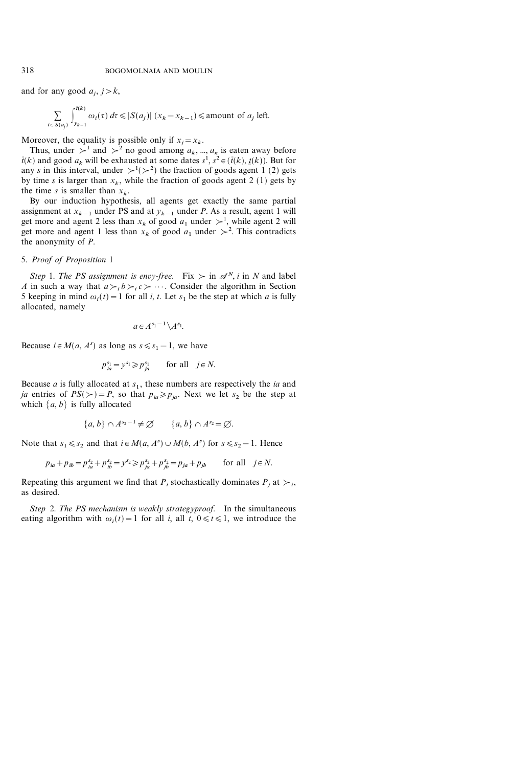and for any good $a_j$, $j > k$,

$$\sum_{i \in S(a_j)} \int_{y_{k-1}}^{\bar{t}(k)} \omega_i(\tau)\, d\tau \leqslant |S(a_j)|\,(x_k - x_{k-1}) \leqslant \text{amount of } a_j \text{ left.}$$

Moreover, the equality is possible only if $x_j = x_k$.

Thus, under $\succ^1$ and $\succ^2$ no good among $a_k, ..., a_n$ is eaten away before $\bar{t}(k)$ and good $a_k$ will be exhausted at some dates $s^1, s^2 \in (\bar{t}(k), \underline{t}(k))$. But for any $s$ in this interval, under $\succ^1 (\succ^2)$ the fraction of goods agent 1 (2) gets by time $s$ is larger than $x_k$, while the fraction of goods agent 2 (1) gets by the time $s$ is smaller than $x_k$.

By our induction hypothesis, all agents get exactly the same partial assignment at $x_{k-1}$ under PS and at $y_{k-1}$ under $P$. As a result, agent 1 will get more and agent 2 less than $x_k$ of good $a_1$ under $\succ^1$, while agent 2 will get more and agent 1 less than $x_k$ of good $a_1$ under $\succ^2$. This contradicts the anonymity of $P$.

5. *Proof of Proposition* 1

*Step* 1. *The PS assignment is envy-free.* Fix $\succ$ in $\mathscr{A}^N$, $i$ in $N$ and label $A$ in such a way that $a \succ_i b \succ_i c \succ \cdots$. Consider the algorithm in Section 5 keeping in mind $\omega_i(t) = 1$ for all $i$, $t$. Let $s_1$ be the step at which $a$ is fully allocated, namely

$$a \in A^{s_1 - 1} \backslash A^{s_1}.$$

Because $i \in M(a, A^s)$ as long as $s \leqslant s_1 - 1$, we have

$$p_{ia}^{s_1} = y^{s_1} \geqslant p_{ja}^{s_1} \qquad \text{for all} \quad j \in N.$$

Because $a$ is fully allocated at $s_1$, these numbers are respectively the $ia$ and $ja$ entries of $PS(\succ) = P$, so that $p_{ia} \geqslant p_{ja}$. Next we let $s_2$ be the step at which $\{a, b\}$ is fully allocated

$$\{a, b\} \cap A^{s_2 - 1} \neq \varnothing \qquad \{a, b\} \cap A^{s_2} = \varnothing.$$

Note that $s_1 \leqslant s_2$ and that $i \in M(a, A^s) \cup M(b, A^s)$ for $s \leqslant s_2 - 1$. Hence

$$p_{ia} + p_{ib} = p_{ia}^{s_2} + p_{ib}^{s_2} = y^{s_2} \geqslant p_{ja}^{s_2} + p_{jb}^{s_2} = p_{ja} + p_{jb} \qquad \text{for all} \quad j \in N.$$

Repeating this argument we find that $P_i$ stochastically dominates $P_j$ at $\succ_i$, as desired.

*Step* 2. *The PS mechanism is weakly strategyproof.* In the simultaneous eating algorithm with $\omega_i(t) = 1$ for all $i$, all $t$, $0 \leqslant t \leqslant 1$, we introduce the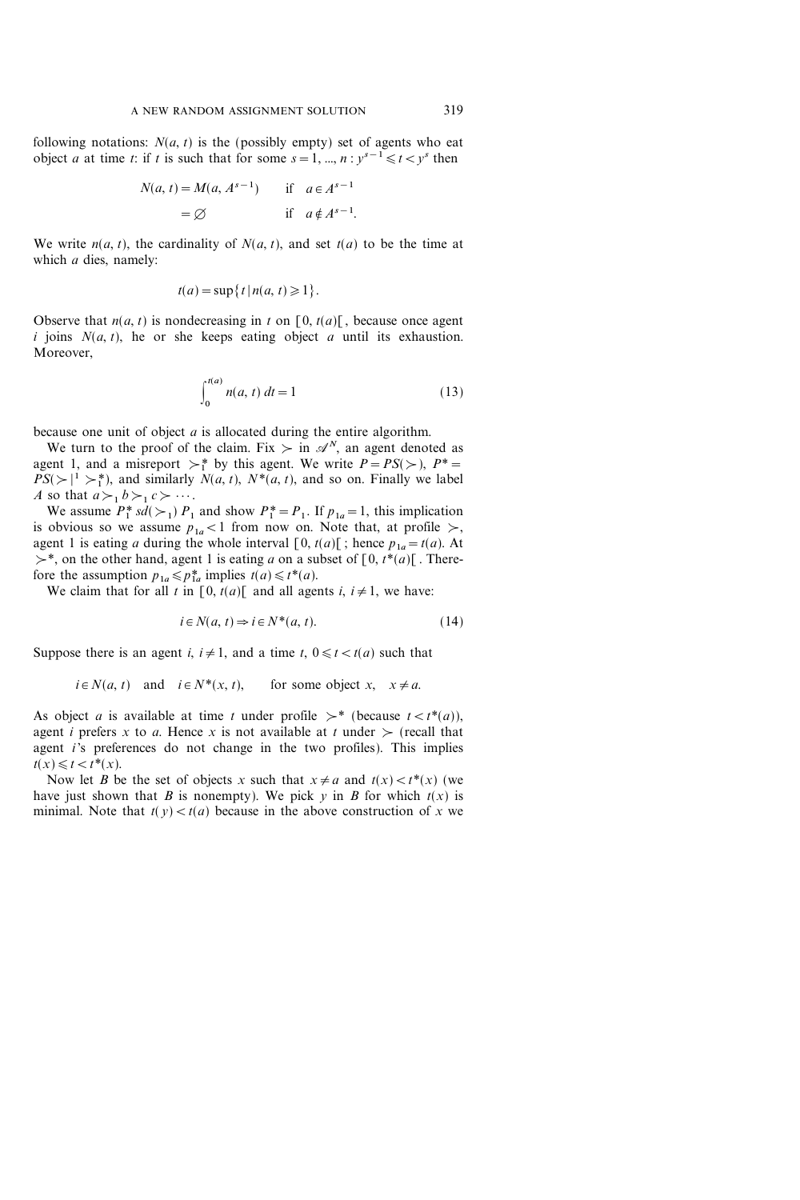following notations: $N(a, t)$ is the (possibly empty) set of agents who eat object $a$ at time $t$: if $t$ is such that for some $s = 1, ..., n : y^{s-1} \leqslant t < y^s$ then

$$N(a, t) = M(a, A^{s-1}) \qquad \text{if} \quad a \in A^{s-1}$$
$$= \varnothing \qquad \text{if} \quad a \notin A^{s-1}.$$

We write $n(a, t)$, the cardinality of $N(a, t)$, and set $t(a)$ to be the time at which $a$ dies, namely:

$$t(a) = \sup\{t \mid n(a, t) \geqslant 1\}.$$

Observe that $n(a, t)$ is nondecreasing in $t$ on $[0, t(a)[$, because once agent $i$ joins $N(a, t)$, he or she keeps eating object $a$ until its exhaustion. Moreover,

$$\int_0^{t(a)} n(a, t)\, dt = 1 \tag{13}$$

because one unit of object $a$ is allocated during the entire algorithm.

We turn to the proof of the claim. Fix $\succ$ in $\mathscr{A}^N$, an agent denoted as agent 1, and a misreport $\succ_1^*$ by this agent. We write $P = PS(\succ)$, $P^* = PS(\succ|^1 \succ_1^*)$, and similarly $N(a, t)$, $N^*(a, t)$, and so on. Finally we label $A$ so that $a \succ_1 b \succ_1 c \succ \cdots$.

We assume $P_1^*\ sd(\succ_1)\ P_1$ and show $P_1^* = P_1$. If $p_{1a} = 1$, this implication is obvious so we assume $p_{1a} < 1$ from now on. Note that, at profile $\succ$, agent 1 is eating $a$ during the whole interval $[0, t(a)[$; hence $p_{1a} = t(a)$. At $\succ^*$, on the other hand, agent 1 is eating $a$ on a subset of $[0, t^*(a)[$. Therefore the assumption $p_{1a} \leqslant p_{1a}^*$ implies $t(a) \leqslant t^*(a)$.

We claim that for all $t$ in $[0, t(a)[$ and all agents $i$, $i \neq 1$, we have:

$$i \in N(a, t) \Rightarrow i \in N^*(a, t). \tag{14}$$

Suppose there is an agent $i$, $i \neq 1$, and a time $t$, $0 \leqslant t < t(a)$ such that

$$i \in N(a, t) \quad \text{and} \quad i \in N^*(x, t), \qquad \text{for some object } x, \quad x \neq a.$$

As object $a$ is available at time $t$ under profile $\succ^*$ (because $t < t^*(a)$), agent $i$ prefers $x$ to $a$. Hence $x$ is not available at $t$ under $\succ$ (recall that agent $i$'s preferences do not change in the two profiles). This implies $t(x) \leqslant t < t^*(x)$.

Now let $B$ be the set of objects $x$ such that $x \neq a$ and $t(x) < t^*(x)$ (we have just shown that $B$ is nonempty). We pick $y$ in $B$ for which $t(x)$ is minimal. Note that $t(y) < t(a)$ because in the above construction of $x$ we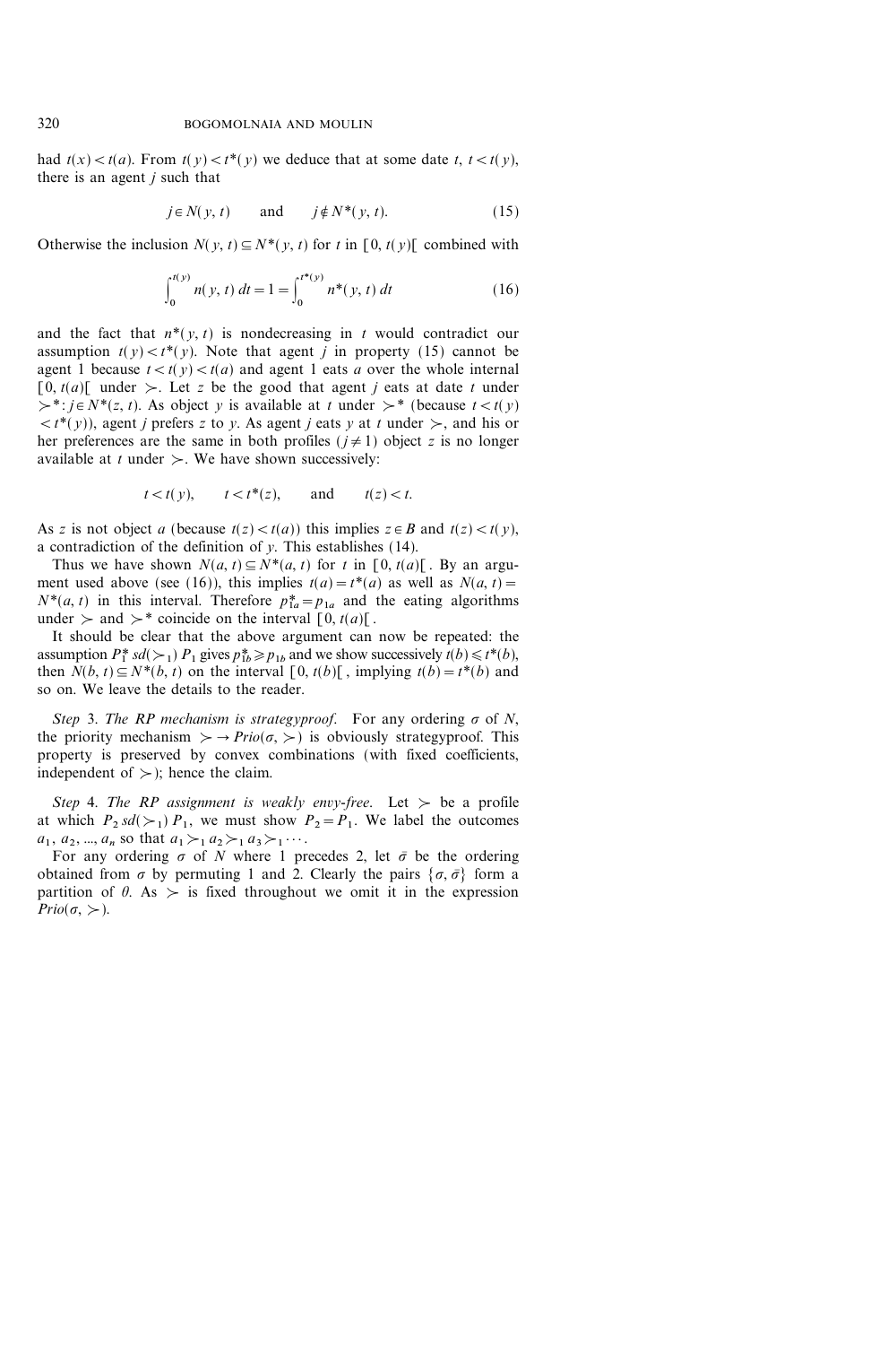had $t(x) < t(a)$. From $t(y) < t^*(y)$ we deduce that at some date $t$, $t < t(y)$, there is an agent $j$ such that

$$j \in N(y, t) \qquad \text{and} \qquad j \notin N^*(y, t). \tag{15}$$

Otherwise the inclusion $N(y, t) \subseteq N^*(y, t)$ for $t$ in $[0, t(y)[$ combined with

$$\int_0^{t(y)} n(y, t)\, dt = 1 = \int_0^{t^*(y)} n^*(y, t)\, dt \tag{16}$$

and the fact that $n^*(y, t)$ is nondecreasing in $t$ would contradict our assumption $t(y) < t^*(y)$. Note that agent $j$ in property (15) cannot be agent 1 because $t < t(y) < t(a)$ and agent 1 eats $a$ over the whole internal $[0, t(a)[$ under $\succ$. Let $z$ be the good that agent $j$ eats at date $t$ under $\succ^*$: $j \in N^*(z, t)$. As object $y$ is available at $t$ under $\succ^*$ (because $t < t(y) < t^*(y)$), agent $j$ prefers $z$ to $y$. As agent $j$ eats $y$ at $t$ under $\succ$, and his or her preferences are the same in both profiles ($j \neq 1$) object $z$ is no longer available at $t$ under $\succ$. We have shown successively:

$$t < t(y), \qquad t < t^*(z), \qquad \text{and} \qquad t(z) < t.$$

As $z$ is not object $a$ (because $t(z) < t(a)$) this implies $z \in B$ and $t(z) < t(y)$, a contradiction of the definition of $y$. This establishes (14).

Thus we have shown $N(a, t) \subseteq N^*(a, t)$ for $t$ in $[0, t(a)[$. By an argument used above (see (16)), this implies $t(a) = t^*(a)$ as well as $N(a, t) = N^*(a, t)$ in this interval. Therefore $p^*_{1a} = p_{1a}$ and the eating algorithms under $\succ$ and $\succ^*$ coincide on the interval $[0, t(a)[$.

It should be clear that the above argument can now be repeated: the assumption $P^*_1\, sd(\succ_1)\, P_1$ gives $p^*_{1b} \geqslant p_{1b}$ and we show successively $t(b) \leqslant t^*(b)$, then $N(b, t) \subseteq N^*(b, t)$ on the interval $[0, t(b)[$, implying $t(b) = t^*(b)$ and so on. We leave the details to the reader.

*Step* 3. *The RP mechanism is strategyproof.* For any ordering $\sigma$ of $N$, the priority mechanism $\succ \to Prio(\sigma, \succ)$ is obviously strategyproof. This property is preserved by convex combinations (with fixed coefficients, independent of $\succ$); hence the claim.

*Step* 4. *The RP assignment is weakly envy-free.* Let $\succ$ be a profile at which $P_2\, sd(\succ_1)\, P_1$, we must show $P_2 = P_1$. We label the outcomes $a_1, a_2, \ldots, a_n$ so that $a_1 \succ_1 a_2 \succ_1 a_3 \succ_1 \cdots$.

For any ordering $\sigma$ of $N$ where 1 precedes 2, let $\bar{\sigma}$ be the ordering obtained from $\sigma$ by permuting 1 and 2. Clearly the pairs $\{\sigma, \bar{\sigma}\}$ form a partition of $\theta$. As $\succ$ is fixed throughout we omit it in the expression $Prio(\sigma, \succ)$.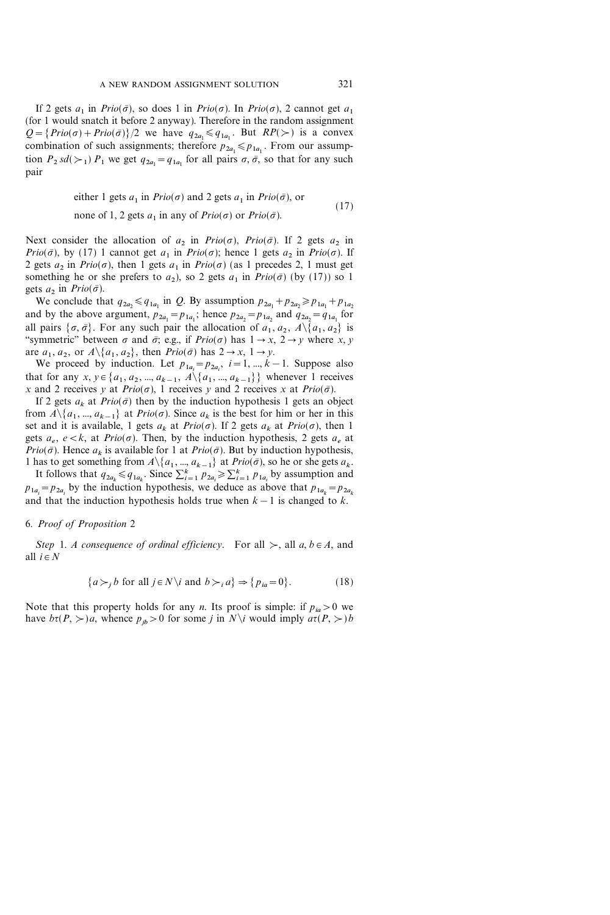If 2 gets $a_1$ in $Prio(\bar{\sigma})$, so does 1 in $Prio(\sigma)$. In $Prio(\sigma)$, 2 cannot get $a_1$ (for 1 would snatch it before 2 anyway). Therefore in the random assignment $Q = \{Prio(\sigma) + Prio(\bar{\sigma})\}/2$ we have $q_{2a_1} \leqslant q_{1a_1}$. But $RP(\succ)$ is a convex combination of such assignments; therefore $p_{2a_1} \leqslant p_{1a_1}$. From our assumption $P_2\, sd(\succ_1)\, P_1$ we get $q_{2a_1} = q_{1a_1}$ for all pairs $\sigma, \bar{\sigma}$, so that for any such pair

$$\begin{aligned} &\text{either 1 gets } a_1 \text{ in } Prio(\sigma) \text{ and 2 gets } a_1 \text{ in } Prio(\bar{\sigma}), \text{ or} \\ &\text{none of 1, 2 gets } a_1 \text{ in any of } Prio(\sigma) \text{ or } Prio(\bar{\sigma}). \end{aligned} \tag{17}$$

Next consider the allocation of $a_2$ in $Prio(\sigma)$, $Prio(\bar{\sigma})$. If 2 gets $a_2$ in $Prio(\bar{\sigma})$, by (17) 1 cannot get $a_1$ in $Prio(\sigma)$; hence 1 gets $a_2$ in $Prio(\sigma)$. If 2 gets $a_2$ in $Prio(\sigma)$, then 1 gets $a_1$ in $Prio(\sigma)$ (as 1 precedes 2, 1 must get something he or she prefers to $a_2$), so 2 gets $a_1$ in $Prio(\bar{\sigma})$ (by (17)) so 1 gets $a_2$ in $Prio(\bar{\sigma})$.

We conclude that $q_{2a_2} \leqslant q_{1a_1}$ in $Q$. By assumption $p_{2a_1} + p_{2a_2} \geqslant p_{1a_1} + p_{1a_2}$ and by the above argument, $p_{2a_1} = p_{1a_1}$; hence $p_{2a_2} = p_{1a_2}$ and $q_{2a_2} = q_{1a_1}$ for all pairs $\{\sigma, \bar{\sigma}\}$. For any such pair the allocation of $a_1, a_2$, $A\backslash\{a_1, a_2\}$ is "symmetric" between $\sigma$ and $\bar{\sigma}$; e.g., if $Prio(\sigma)$ has $1 \to x$, $2 \to y$ where $x, y$ are $a_1$, $a_2$, or $A\backslash\{a_1, a_2\}$, then $Prio(\bar{\sigma})$ has $2 \to x$, $1 \to y$.

We proceed by induction. Let $p_{1a_i} = p_{2a_i}$, $i = 1, ..., k-1$. Suppose also that for any $x, y \in \{a_1, a_2, ..., a_{k-1}, A\backslash\{a_1, ..., a_{k-1}\}\}$ whenever 1 receives $x$ and 2 receives $y$ at $Prio(\sigma)$, 1 receives $y$ and 2 receives $x$ at $Prio(\bar{\sigma})$.

If 2 gets $a_k$ at $Prio(\bar{\sigma})$ then by the induction hypothesis 1 gets an object from $A\backslash\{a_1, ..., a_{k-1}\}$ at $Prio(\sigma)$. Since $a_k$ is the best for him or her in this set and it is available, 1 gets $a_k$ at $Prio(\sigma)$. If 2 gets $a_k$ at $Prio(\sigma)$, then 1 gets $a_e$, $e < k$, at $Prio(\sigma)$. Then, by the induction hypothesis, 2 gets $a_e$ at $Prio(\bar{\sigma})$. Hence $a_k$ is available for 1 at $Prio(\bar{\sigma})$. But by induction hypothesis, 1 has to get something from $A\backslash\{a_1, ..., a_{k-1}\}$ at $Prio(\bar{\sigma})$, so he or she gets $a_k$.

It follows that $q_{2a_k} \leqslant q_{1a_k}$. Since $\sum_{i=1}^{k} p_{2a_i} \geqslant \sum_{i=1}^{k} p_{1a_i}$ by assumption and $p_{1a_i} = p_{2a_i}$ by the induction hypothesis, we deduce as above that $p_{1a_k} = p_{2a_k}$ and that the induction hypothesis holds true when $k-1$ is changed to $k$.

## 6. *Proof of Proposition* 2

*Step* 1. *A consequence of ordinal efficiency*. For all $\succ$, all $a, b \in A$, and all $i \in N$

$$\{a \succ_j b \text{ for all } j \in N\backslash i \text{ and } b \succ_i a\} \Rightarrow \{p_{ia} = 0\}. \tag{18}$$

Note that this property holds for any $n$. Its proof is simple: if $p_{ia} > 0$ we have $b\tau(P, \succ)a$, whence $p_{jb} > 0$ for some $j$ in $N\backslash i$ would imply $a\tau(P, \succ)b$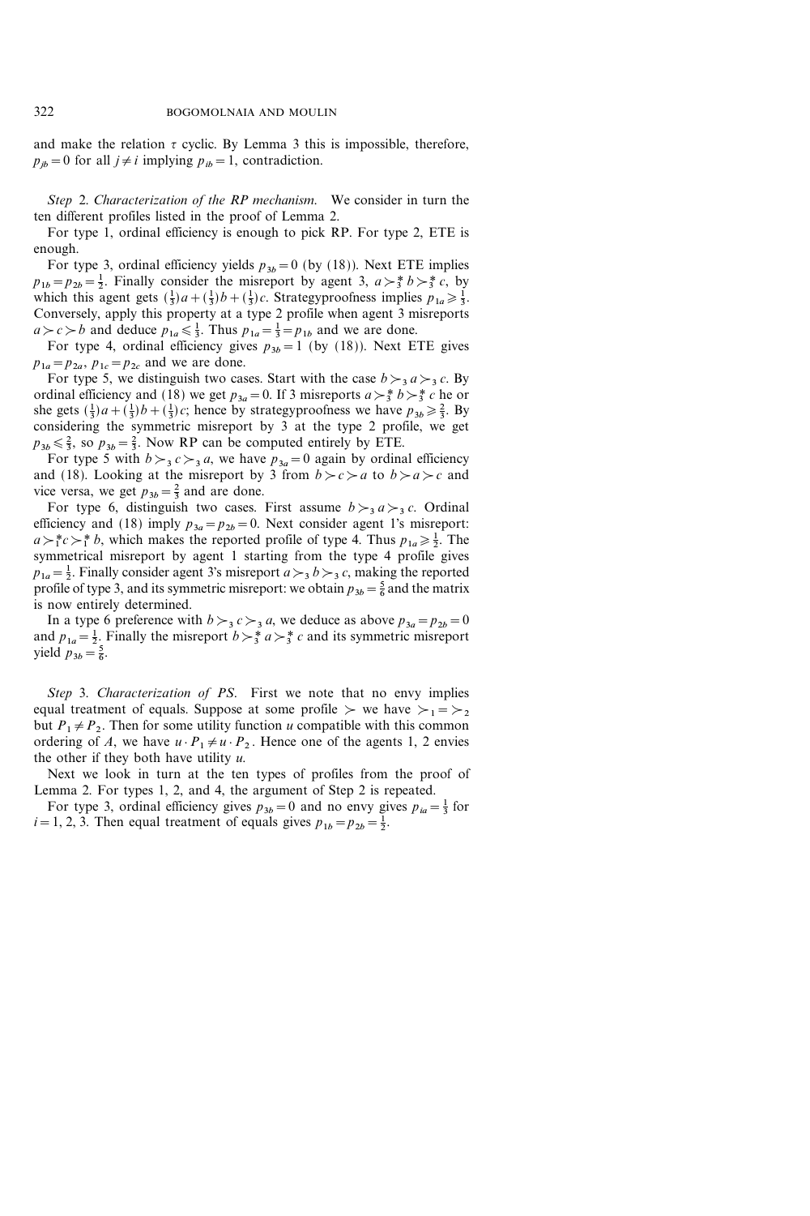and make the relation $\tau$ cyclic. By Lemma 3 this is impossible, therefore, $p_{jb} = 0$ for all $j \neq i$ implying $p_{ib} = 1$, contradiction.

*Step* 2. *Characterization of the RP mechanism.* We consider in turn the ten different profiles listed in the proof of Lemma 2.

For type 1, ordinal efficiency is enough to pick RP. For type 2, ETE is enough.

For type 3, ordinal efficiency yields $p_{3b} = 0$ (by (18)). Next ETE implies $p_{1b} = p_{2b} = \frac{1}{2}$. Finally consider the misreport by agent 3, $a \succ_3^* b \succ_3^* c$, by which this agent gets $(\frac{1}{3})a + (\frac{1}{3})b + (\frac{1}{3})c$. Strategyproofness implies $p_{1a} \geqslant \frac{1}{3}$. Conversely, apply this property at a type 2 profile when agent 3 misreports $a \succ c \succ b$ and deduce $p_{1a} \leqslant \frac{1}{3}$. Thus $p_{1a} = \frac{1}{3} = p_{1b}$ and we are done.

For type 4, ordinal efficiency gives $p_{3b} = 1$ (by (18)). Next ETE gives $p_{1a} = p_{2a}$, $p_{1c} = p_{2c}$ and we are done.

For type 5, we distinguish two cases. Start with the case $b \succ_3 a \succ_3 c$. By ordinal efficiency and (18) we get $p_{3a} = 0$. If 3 misreports $a \succ_3^* b \succ_3^* c$ he or she gets $(\frac{1}{3})a + (\frac{1}{3})b + (\frac{1}{3})c$; hence by strategyproofness we have $p_{3b} \geqslant \frac{2}{3}$. By considering the symmetric misreport by 3 at the type 2 profile, we get $p_{3b} \leqslant \frac{2}{3}$, so $p_{3b} = \frac{2}{3}$. Now RP can be computed entirely by ETE.

For type 5 with $b \succ_3 c \succ_3 a$, we have $p_{3a} = 0$ again by ordinal efficiency and (18). Looking at the misreport by 3 from $b \succ c \succ a$ to $b \succ a \succ c$ and vice versa, we get $p_{3b} = \frac{2}{3}$ and are done.

For type 6, distinguish two cases. First assume $b \succ_3 a \succ_3 c$. Ordinal efficiency and (18) imply $p_{3a} = p_{2b} = 0$. Next consider agent 1's misreport: $a \succ_1^* c \succ_1^* b$, which makes the reported profile of type 4. Thus $p_{1a} \geqslant \frac{1}{2}$. The symmetrical misreport by agent 1 starting from the type 4 profile gives $p_{1a} = \frac{1}{2}$. Finally consider agent 3's misreport $a \succ_3 b \succ_3 c$, making the reported profile of type 3, and its symmetric misreport: we obtain $p_{3b} = \frac{5}{6}$ and the matrix is now entirely determined.

In a type 6 preference with $b \succ_3 c \succ_3 a$, we deduce as above $p_{3a} = p_{2b} = 0$ and $p_{1a} = \frac{1}{2}$. Finally the misreport $b \succ_3^* a \succ_3^* c$ and its symmetric misreport yield $p_{3b} = \frac{5}{6}$.

*Step* 3. *Characterization of PS.* First we note that no envy implies equal treatment of equals. Suppose at some profile $\succ$ we have $\succ_1 = \succ_2$ but $P_1 \neq P_2$. Then for some utility function $u$ compatible with this common ordering of $A$, we have $u \cdot P_1 \neq u \cdot P_2$. Hence one of the agents 1, 2 envies the other if they both have utility $u$.

Next we look in turn at the ten types of profiles from the proof of Lemma 2. For types 1, 2, and 4, the argument of Step 2 is repeated.

For type 3, ordinal efficiency gives $p_{3b} = 0$ and no envy gives $p_{ia} = \frac{1}{3}$ for $i = 1, 2, 3$. Then equal treatment of equals gives $p_{1b} = p_{2b} = \frac{1}{2}$.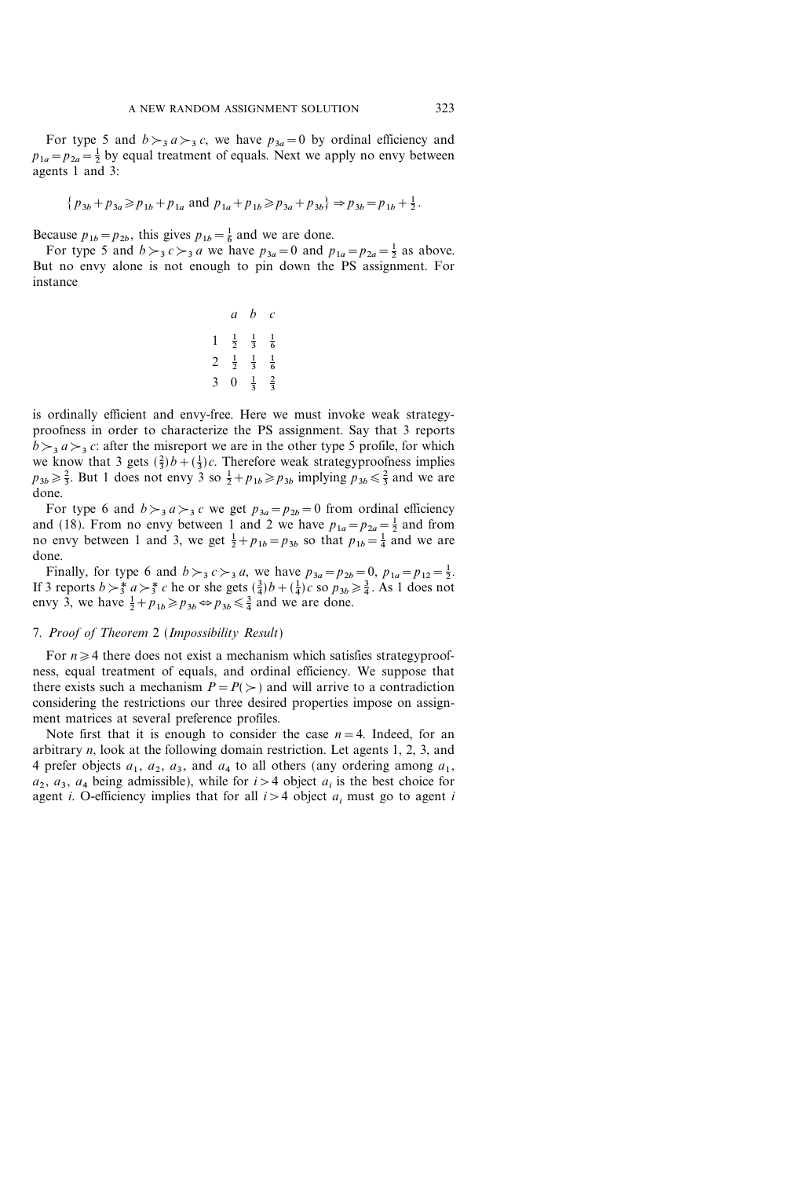For type 5 and $b \succ_3 a \succ_3 c$, we have $p_{3a} = 0$ by ordinal efficiency and $p_{1a} = p_{2a} = \frac{1}{2}$ by equal treatment of equals. Next we apply no envy between agents 1 and 3:

$$\{p_{3b} + p_{3a} \geqslant p_{1b} + p_{1a} \text{ and } p_{1a} + p_{1b} \geqslant p_{3a} + p_{3b}\} \Rightarrow p_{3b} = p_{1b} + \tfrac{1}{2}.$$

Because $p_{1b} = p_{2b}$, this gives $p_{1b} = \frac{1}{6}$ and we are done.

For type 5 and $b \succ_3 c \succ_3 a$ we have $p_{3a} = 0$ and $p_{1a} = p_{2a} = \frac{1}{2}$ as above. But no envy alone is not enough to pin down the PS assignment. For instance

| | $a$ | $b$ | $c$ |
|---|---|---|---|
| 1 | $\frac{1}{2}$ | $\frac{1}{3}$ | $\frac{1}{6}$ |
| 2 | $\frac{1}{2}$ | $\frac{1}{3}$ | $\frac{1}{6}$ |
| 3 | 0 | $\frac{1}{3}$ | $\frac{2}{3}$ |

is ordinally efficient and envy-free. Here we must invoke weak strategyproofness in order to characterize the PS assignment. Say that 3 reports $b \succ_3 a \succ_3 c$: after the misreport we are in the other type 5 profile, for which we know that 3 gets $(\frac{2}{3})b + (\frac{1}{3})c$. Therefore weak strategyproofness implies $p_{3b} \geqslant \frac{2}{3}$. But 1 does not envy 3 so $\frac{1}{2} + p_{1b} \geqslant p_{3b}$ implying $p_{3b} \leqslant \frac{2}{3}$ and we are done.

For type 6 and $b \succ_3 a \succ_3 c$ we get $p_{3a} = p_{2b} = 0$ from ordinal efficiency and (18). From no envy between 1 and 2 we have $p_{1a} = p_{2a} = \frac{1}{2}$ and from no envy between 1 and 3, we get $\frac{1}{2} + p_{1b} = p_{3b}$ so that $p_{1b} = \frac{1}{4}$ and we are done.

Finally, for type 6 and $b \succ_3 c \succ_3 a$, we have $p_{3a} = p_{2b} = 0$, $p_{1a} = p_{12} = \frac{1}{2}$. If 3 reports $b \succ_3^* a \succ_3^* c$ he or she gets $(\frac{3}{4})b + (\frac{1}{4})c$ so $p_{3b} \geqslant \frac{3}{4}$. As 1 does not envy 3, we have $\frac{1}{2} + p_{1b} \geqslant p_{3b} \Leftrightarrow p_{3b} \leqslant \frac{3}{4}$ and we are done.

## 7. *Proof of Theorem* 2 (*Impossibility Result*)

For $n \geqslant 4$ there does not exist a mechanism which satisfies strategyproofness, equal treatment of equals, and ordinal efficiency. We suppose that there exists such a mechanism $P = P(\succ)$ and will arrive to a contradiction considering the restrictions our three desired properties impose on assignment matrices at several preference profiles.

Note first that it is enough to consider the case $n = 4$. Indeed, for an arbitrary $n$, look at the following domain restriction. Let agents 1, 2, 3, and 4 prefer objects $a_1$, $a_2$, $a_3$, and $a_4$ to all others (any ordering among $a_1$, $a_2$, $a_3$, $a_4$ being admissible), while for $i > 4$ object $a_i$ is the best choice for agent $i$. O-efficiency implies that for all $i > 4$ object $a_i$ must go to agent $i$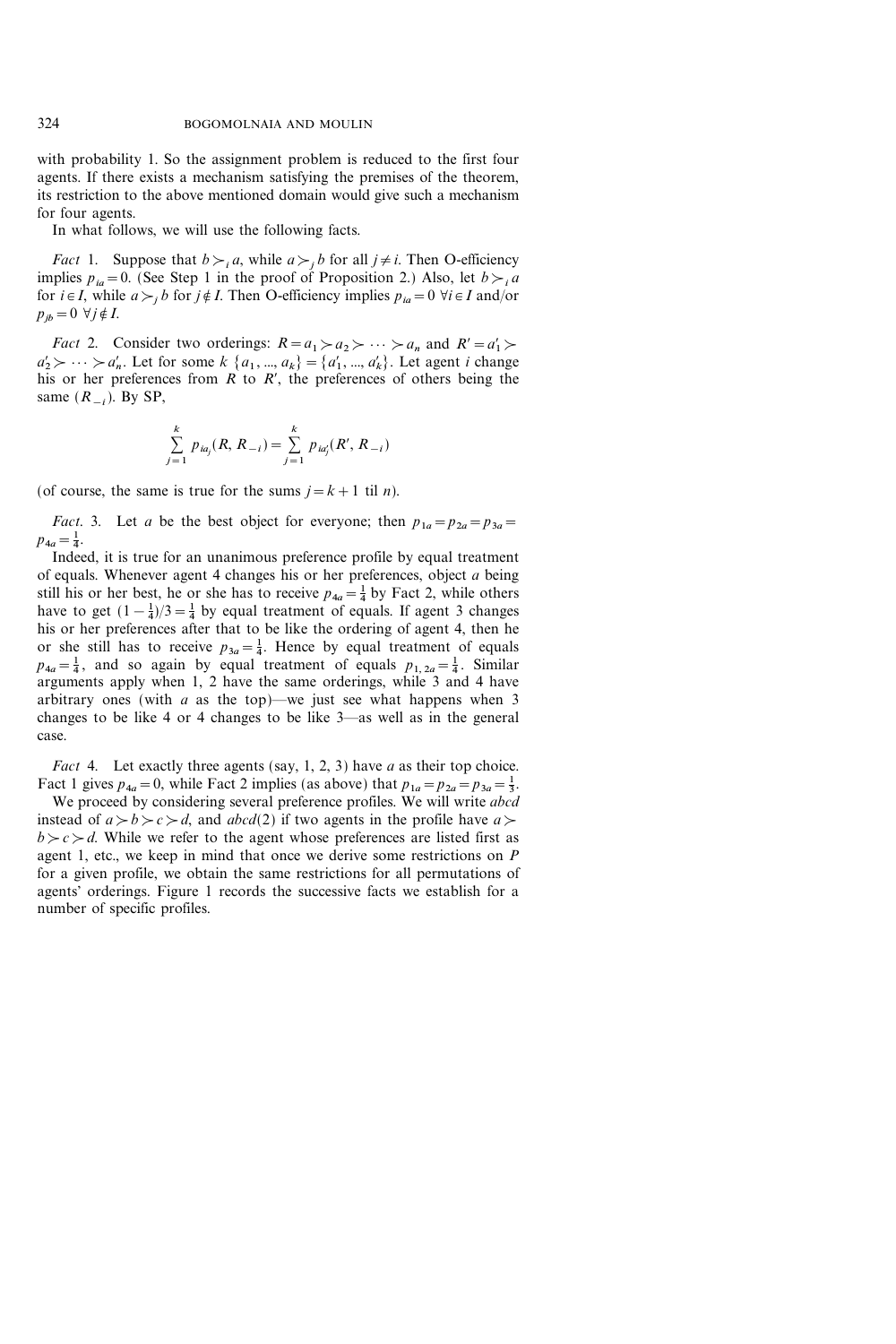with probability 1. So the assignment problem is reduced to the first four agents. If there exists a mechanism satisfying the premises of the theorem, its restriction to the above mentioned domain would give such a mechanism for four agents.

In what follows, we will use the following facts.

*Fact* 1. Suppose that $b \succ_i a$, while $a \succ_j b$ for all $j \neq i$. Then O-efficiency implies $p_{ia} = 0$. (See Step 1 in the proof of Proposition 2.) Also, let $b \succ_i a$ for $i \in I$, while $a \succ_j b$ for $j \notin I$. Then O-efficiency implies $p_{ia} = 0$ $\forall i \in I$ and/or $p_{jb} = 0$ $\forall j \notin I$.

*Fact* 2. Consider two orderings: $R = a_1 \succ a_2 \succ \cdots \succ a_n$ and $R' = a'_1 \succ a'_2 \succ \cdots \succ a'_n$. Let for some $k$ $\{a_1, ..., a_k\} = \{a'_1, ..., a'_k\}$. Let agent $i$ change his or her preferences from $R$ to $R'$, the preferences of others being the same ($R_{-i}$). By SP,

$$\sum_{j=1}^{k} p_{ia_j}(R, R_{-i}) = \sum_{j=1}^{k} p_{ia'_j}(R', R_{-i})$$

(of course, the same is true for the sums $j = k+1$ til $n$).

*Fact*. 3. Let $a$ be the best object for everyone; then $p_{1a} = p_{2a} = p_{3a} = p_{4a} = \frac{1}{4}$.

Indeed, it is true for an unanimous preference profile by equal treatment of equals. Whenever agent 4 changes his or her preferences, object $a$ being still his or her best, he or she has to receive $p_{4a} = \frac{1}{4}$ by Fact 2, while others have to get $(1 - \frac{1}{4})/3 = \frac{1}{4}$ by equal treatment of equals. If agent 3 changes his or her preferences after that to be like the ordering of agent 4, then he or she still has to receive $p_{3a} = \frac{1}{4}$. Hence by equal treatment of equals $p_{4a} = \frac{1}{4}$, and so again by equal treatment of equals $p_{1,2a} = \frac{1}{4}$. Similar arguments apply when 1, 2 have the same orderings, while 3 and 4 have arbitrary ones (with $a$ as the top)—we just see what happens when 3 changes to be like 4 or 4 changes to be like 3—as well as in the general case.

*Fact* 4. Let exactly three agents (say, 1, 2, 3) have $a$ as their top choice. Fact 1 gives $p_{4a} = 0$, while Fact 2 implies (as above) that $p_{1a} = p_{2a} = p_{3a} = \frac{1}{3}$.

We proceed by considering several preference profiles. We will write *abcd* instead of $a \succ b \succ c \succ d$, and *abcd*(2) if two agents in the profile have $a \succ b \succ c \succ d$. While we refer to the agent whose preferences are listed first as agent 1, etc., we keep in mind that once we derive some restrictions on $P$ for a given profile, we obtain the same restrictions for all permutations of agents' orderings. Figure 1 records the successive facts we establish for a number of specific profiles.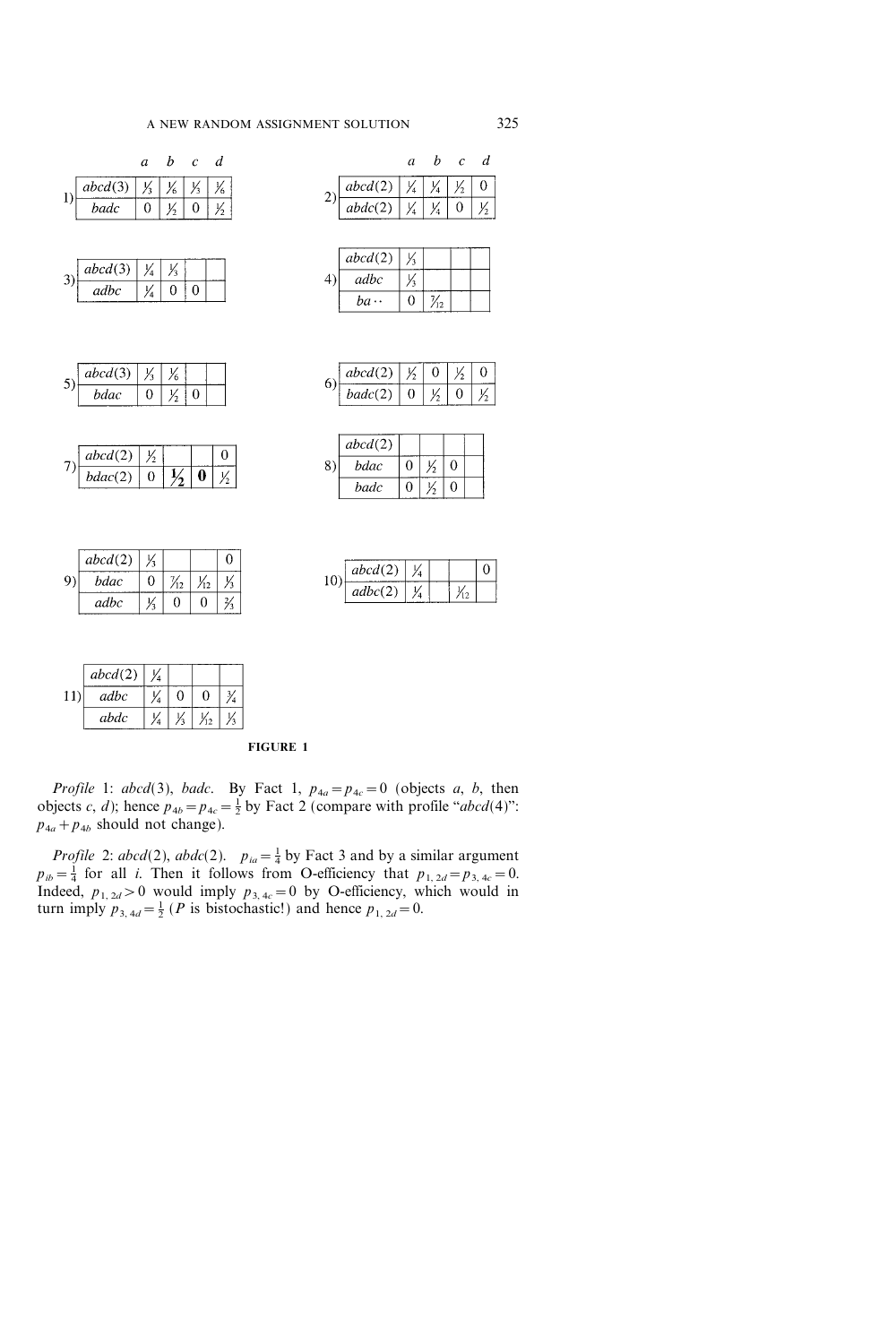|  |  | a | b | c | d |
|---|---|---|---|---|---|
| 1) | abcd(3) | $\frac{1}{3}$ | $\frac{1}{6}$ | $\frac{1}{3}$ | $\frac{1}{6}$ |
|  | badc | 0 | $\frac{1}{2}$ | 0 | $\frac{1}{2}$ |

|  |  | a | b | c | d |
|---|---|---|---|---|---|
| 2) | abcd(2) | $\frac{1}{4}$ | $\frac{1}{4}$ | $\frac{1}{2}$ | 0 |
|  | abdc(2) | $\frac{1}{4}$ | $\frac{1}{4}$ | 0 | $\frac{1}{2}$ |

|  |  | a | b | c | d |
|---|---|---|---|---|---|
| 3) | abcd(3) | $\frac{1}{4}$ | $\frac{1}{3}$ |  |  |
|  | adbc | $\frac{1}{4}$ | 0 | 0 |  |

|  |  | a | b | c | d |
|---|---|---|---|---|---|
| 4) | abcd(2) | $\frac{1}{3}$ |  |  |  |
|  | adbc | $\frac{1}{3}$ |  |  |  |
|  | ba·· | 0 | $\frac{7}{12}$ |  |  |

|  |  | a | b | c | d |
|---|---|---|---|---|---|
| 5) | abcd(3) | $\frac{1}{3}$ | $\frac{1}{6}$ |  |  |
|  | bdac | 0 | $\frac{1}{2}$ | 0 |  |

|  |  | a | b | c | d |
|---|---|---|---|---|---|
| 6) | abcd(2) | $\frac{1}{2}$ | 0 | $\frac{1}{2}$ | 0 |
|  | badc(2) | 0 | $\frac{1}{2}$ | 0 | $\frac{1}{2}$ |

|  |  | a | b | c | d |
|---|---|---|---|---|---|
| 7) | abcd(2) | $\frac{1}{2}$ |  |  | 0 |
|  | bdac(2) | 0 | **$\frac{1}{2}$** | **0** | $\frac{1}{2}$ |

|  |  | a | b | c | d |
|---|---|---|---|---|---|
| 8) | abcd(2) |  |  |  |  |
|  | bdac | 0 | $\frac{1}{2}$ | 0 |  |
|  | badc | 0 | $\frac{1}{2}$ | 0 |  |

|  |  | a | b | c | d |
|---|---|---|---|---|---|
| 9) | abcd(2) | $\frac{1}{3}$ |  |  | 0 |
|  | bdac | 0 | $\frac{7}{12}$ | $\frac{1}{12}$ | $\frac{1}{3}$ |
|  | adbc | $\frac{1}{3}$ | 0 | 0 | $\frac{2}{3}$ |

|  |  | a | b | c | d |
|---|---|---|---|---|---|
| 10) | abcd(2) | $\frac{1}{4}$ |  |  | 0 |
|  | adbc(2) | $\frac{1}{4}$ |  | $\frac{1}{12}$ |  |

|  |  | a | b | c | d |
|---|---|---|---|---|---|
| 11) | abcd(2) | $\frac{1}{4}$ |  |  |  |
|  | adbc | $\frac{1}{4}$ | 0 | 0 | $\frac{3}{4}$ |
|  | abdc | $\frac{1}{4}$ | $\frac{1}{3}$ | $\frac{1}{12}$ | $\frac{1}{3}$ |

**FIGURE 1**

*Profile* 1: *abcd*(3), *badc*. By Fact 1, $p_{4a} = p_{4c} = 0$ (objects *a*, *b*, then objects *c*, *d*); hence $p_{4b} = p_{4c} = \frac{1}{2}$ by Fact 2 (compare with profile "*abcd*(4)": $p_{4a} + p_{4b}$ should not change).

*Profile* 2: *abcd*(2), *abdc*(2). $p_{ia} = \frac{1}{4}$ by Fact 3 and by a similar argument $p_{ib} = \frac{1}{4}$ for all *i*. Then it follows from O-efficiency that $p_{1,2d} = p_{3,4c} = 0$. Indeed, $p_{1,2d} > 0$ would imply $p_{3,4c} = 0$ by O-efficiency, which would in turn imply $p_{3,4d} = \frac{1}{2}$ (*P* is bistochastic!) and hence $p_{1,2d} = 0$.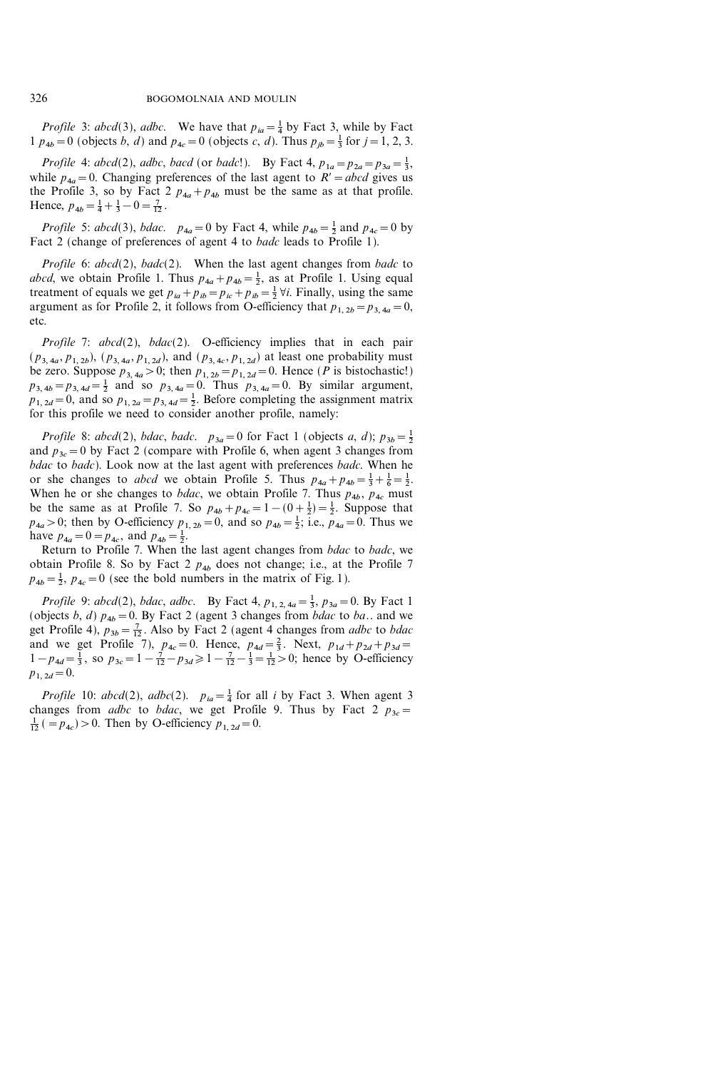*Profile* 3: *abcd*(3), *adbc*. We have that $p_{ia} = \frac{1}{4}$ by Fact 3, while by Fact 1 $p_{4b} = 0$ (objects $b$, $d$) and $p_{4c} = 0$ (objects $c$, $d$). Thus $p_{jb} = \frac{1}{3}$ for $j = 1, 2, 3$.

*Profile* 4: *abcd*(2), *adbc*, *bacd* (or *badc*!). By Fact 4, $p_{1a} = p_{2a} = p_{3a} = \frac{1}{3}$, while $p_{4a} = 0$. Changing preferences of the last agent to $R' = abcd$ gives us the Profile 3, so by Fact 2 $p_{4a} + p_{4b}$ must be the same as at that profile. Hence, $p_{4b} = \frac{1}{4} + \frac{1}{3} - 0 = \frac{7}{12}$.

*Profile* 5: *abcd*(3), *bdac*. $p_{4a} = 0$ by Fact 4, while $p_{4b} = \frac{1}{2}$ and $p_{4c} = 0$ by Fact 2 (change of preferences of agent 4 to *badc* leads to Profile 1).

*Profile* 6: *abcd*(2), *badc*(2). When the last agent changes from *badc* to *abcd*, we obtain Profile 1. Thus $p_{4a} + p_{4b} = \frac{1}{2}$, as at Profile 1. Using equal treatment of equals we get $p_{ia} + p_{ib} = p_{ic} + p_{ib} = \frac{1}{2}\ \forall i$. Finally, using the same argument as for Profile 2, it follows from O-efficiency that $p_{1,2b} = p_{3,4a} = 0$, etc.

*Profile* 7: *abcd*(2), *bdac*(2). O-efficiency implies that in each pair $(p_{3,4a}, p_{1,2b})$, $(p_{3,4a}, p_{1,2d})$, and $(p_{3,4c}, p_{1,2d})$ at least one probability must be zero. Suppose $p_{3,4a} > 0$; then $p_{1,2b} = p_{1,2d} = 0$. Hence ($P$ is bistochastic!) $p_{3,4b} = p_{3,4d} = \frac{1}{2}$ and so $p_{3,4a} = 0$. Thus $p_{3,4a} = 0$. By similar argument, $p_{1,2d} = 0$, and so $p_{1,2a} = p_{3,4d} = \frac{1}{2}$. Before completing the assignment matrix for this profile we need to consider another profile, namely:

*Profile* 8: *abcd*(2), *bdac*, *badc*. $p_{3a} = 0$ for Fact 1 (objects $a$, $d$); $p_{3b} = \frac{1}{2}$ and $p_{3c} = 0$ by Fact 2 (compare with Profile 6, when agent 3 changes from *bdac* to *badc*). Look now at the last agent with preferences *badc*. When he or she changes to *abcd* we obtain Profile 5. Thus $p_{4a} + p_{4b} = \frac{1}{3} + \frac{1}{6} = \frac{1}{2}$. When he or she changes to *bdac*, we obtain Profile 7. Thus $p_{4b}$, $p_{4c}$ must be the same as at Profile 7. So $p_{4b} + p_{4c} = 1 - (0 + \frac{1}{2}) = \frac{1}{2}$. Suppose that $p_{4a} > 0$; then by O-efficiency $p_{1,2b} = 0$, and so $p_{4b} = \frac{1}{2}$; i.e., $p_{4a} = 0$. Thus we have $p_{4a} = 0 = p_{4c}$, and $p_{4b} = \frac{1}{2}$.

Return to Profile 7. When the last agent changes from *bdac* to *badc*, we obtain Profile 8. So by Fact 2 $p_{4b}$ does not change; i.e., at the Profile 7 $p_{4b} = \frac{1}{2}$, $p_{4c} = 0$ (see the bold numbers in the matrix of Fig. 1).

*Profile* 9: *abcd*(2), *bdac*, *adbc*. By Fact 4, $p_{1,2,4a} = \frac{1}{3}$, $p_{3a} = 0$. By Fact 1 (objects $b$, $d$) $p_{4b} = 0$. By Fact 2 (agent 3 changes from *bdac* to *ba*.. and we get Profile 4), $p_{3b} = \frac{7}{12}$. Also by Fact 2 (agent 4 changes from *adbc* to *bdac* and we get Profile 7), $p_{4c} = 0$. Hence, $p_{4d} = \frac{2}{3}$. Next, $p_{1d} + p_{2d} + p_{3d} = 1 - p_{4d} = \frac{1}{3}$, so $p_{3c} = 1 - \frac{7}{12} - p_{3d} \geqslant 1 - \frac{7}{12} - \frac{1}{3} = \frac{1}{12} > 0$; hence by O-efficiency $p_{1,2d} = 0$.

*Profile* 10: *abcd*(2), *adbc*(2). $p_{ia} = \frac{1}{4}$ for all $i$ by Fact 3. When agent 3 changes from *adbc* to *bdac*, we get Profile 9. Thus by Fact 2 $p_{3c} = \frac{1}{12}\ (= p_{4c}) > 0$. Then by O-efficiency $p_{1,2d} = 0$.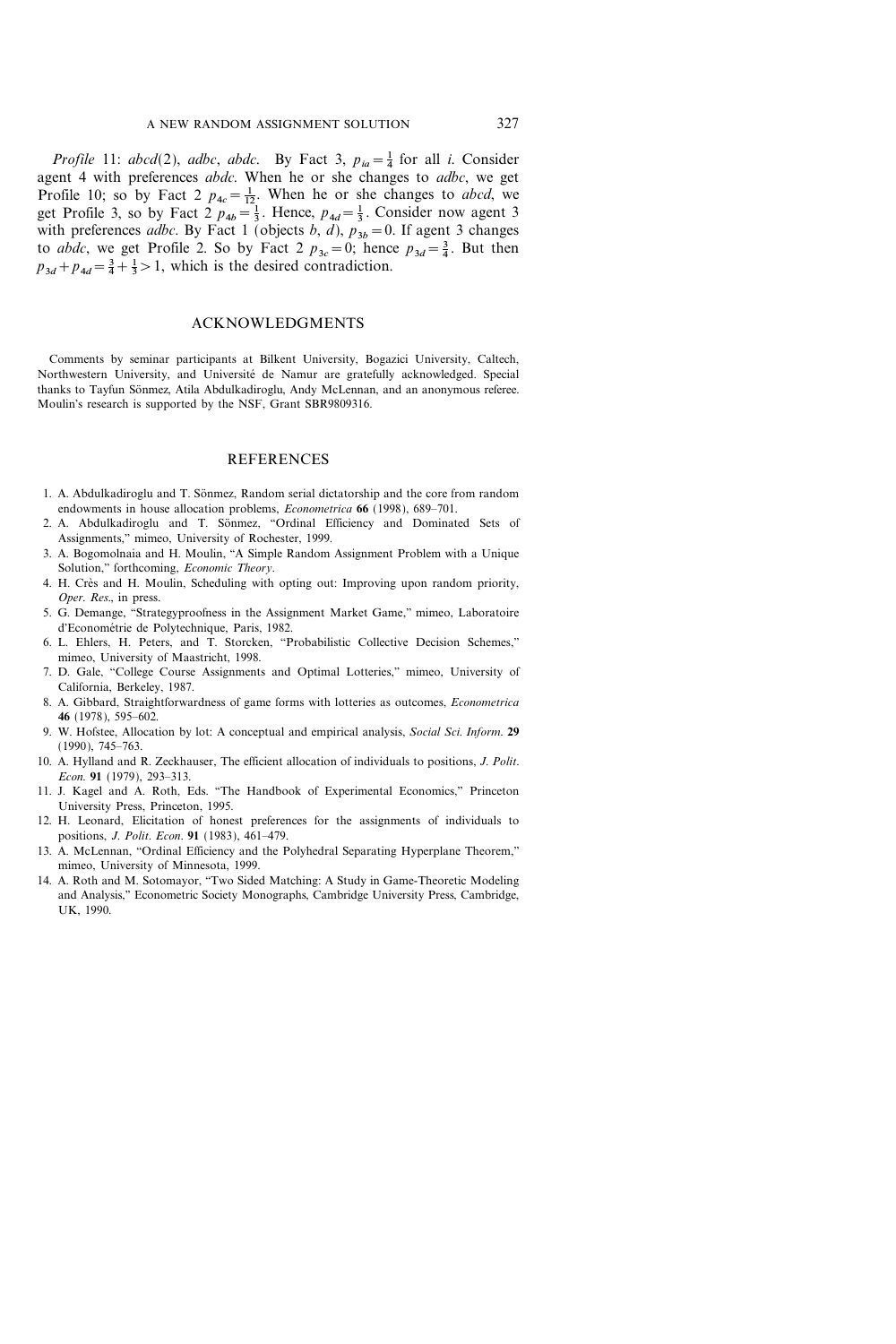*Profile* 11: *abcd*(2), *adbc*, *abdc*. By Fact 3, $p_{ia} = \frac{1}{4}$ for all $i$. Consider agent 4 with preferences *abdc*. When he or she changes to *adbc*, we get Profile 10; so by Fact 2 $p_{4c} = \frac{1}{12}$. When he or she changes to *abcd*, we get Profile 3, so by Fact 2 $p_{4b} = \frac{1}{3}$. Hence, $p_{4d} = \frac{1}{3}$. Consider now agent 3 with preferences *adbc*. By Fact 1 (objects $b$, $d$), $p_{3b} = 0$. If agent 3 changes to *abdc*, we get Profile 2. So by Fact 2 $p_{3c} = 0$; hence $p_{3d} = \frac{3}{4}$. But then $p_{3d} + p_{4d} = \frac{3}{4} + \frac{1}{3} > 1$, which is the desired contradiction.

## ACKNOWLEDGMENTS

Comments by seminar participants at Bilkent University, Bogazici University, Caltech, Northwestern University, and Université de Namur are gratefully acknowledged. Special thanks to Tayfun Sönmez, Atila Abdulkadiroglu, Andy McLennan, and an anonymous referee. Moulin's research is supported by the NSF, Grant SBR9809316.

## REFERENCES

1. A. Abdulkadiroglu and T. Sönmez, Random serial dictatorship and the core from random endowments in house allocation problems, *Econometrica* **66** (1998), 689–701.
2. A. Abdulkadiroglu and T. Sönmez, "Ordinal Efficiency and Dominated Sets of Assignments," mimeo, University of Rochester, 1999.
3. A. Bogomolnaia and H. Moulin, "A Simple Random Assignment Problem with a Unique Solution," forthcoming, *Economic Theory*.
4. H. Crès and H. Moulin, Scheduling with opting out: Improving upon random priority, *Oper. Res.*, in press.
5. G. Demange, "Strategyproofness in the Assignment Market Game," mimeo, Laboratoire d'Econométrie de Polytechnique, Paris, 1982.
6. L. Ehlers, H. Peters, and T. Storcken, "Probabilistic Collective Decision Schemes," mimeo, University of Maastricht, 1998.
7. D. Gale, "College Course Assignments and Optimal Lotteries," mimeo, University of California, Berkeley, 1987.
8. A. Gibbard, Straightforwardness of game forms with lotteries as outcomes, *Econometrica* **46** (1978), 595–602.
9. W. Hofstee, Allocation by lot: A conceptual and empirical analysis, *Social Sci. Inform.* **29** (1990), 745–763.
10. A. Hylland and R. Zeckhauser, The efficient allocation of individuals to positions, *J. Polit. Econ.* **91** (1979), 293–313.
11. J. Kagel and A. Roth, Eds. "The Handbook of Experimental Economics," Princeton University Press, Princeton, 1995.
12. H. Leonard, Elicitation of honest preferences for the assignments of individuals to positions, *J. Polit. Econ.* **91** (1983), 461–479.
13. A. McLennan, "Ordinal Efficiency and the Polyhedral Separating Hyperplane Theorem," mimeo, University of Minnesota, 1999.
14. A. Roth and M. Sotomayor, "Two Sided Matching: A Study in Game-Theoretic Modeling and Analysis," Econometric Society Monographs, Cambridge University Press, Cambridge, UK, 1990.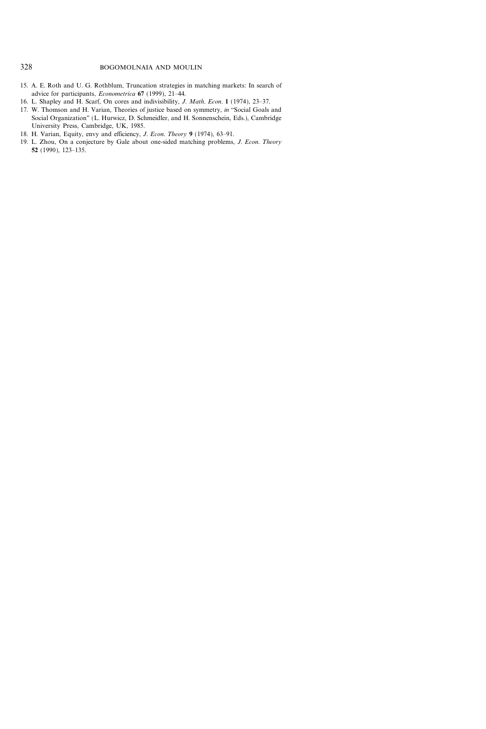15. A. E. Roth and U. G. Rothblum, Truncation strategies in matching markets: In search of advice for participants, *Econometrica* **67** (1999), 21–44.
16. L. Shapley and H. Scarf, On cores and indivisibility, *J. Math. Econ.* **1** (1974), 23–37.
17. W. Thomson and H. Varian, Theories of justice based on symmetry, *in* "Social Goals and Social Organization" (L. Hurwicz, D. Schmeidler, and H. Sonnenschein, Eds.), Cambridge University Press, Cambridge, UK, 1985.
18. H. Varian, Equity, envy and efficiency, *J. Econ. Theory* **9** (1974), 63–91.
19. L. Zhou, On a conjecture by Gale about one-sided matching problems, *J. Econ. Theory* **52** (1990), 123–135.